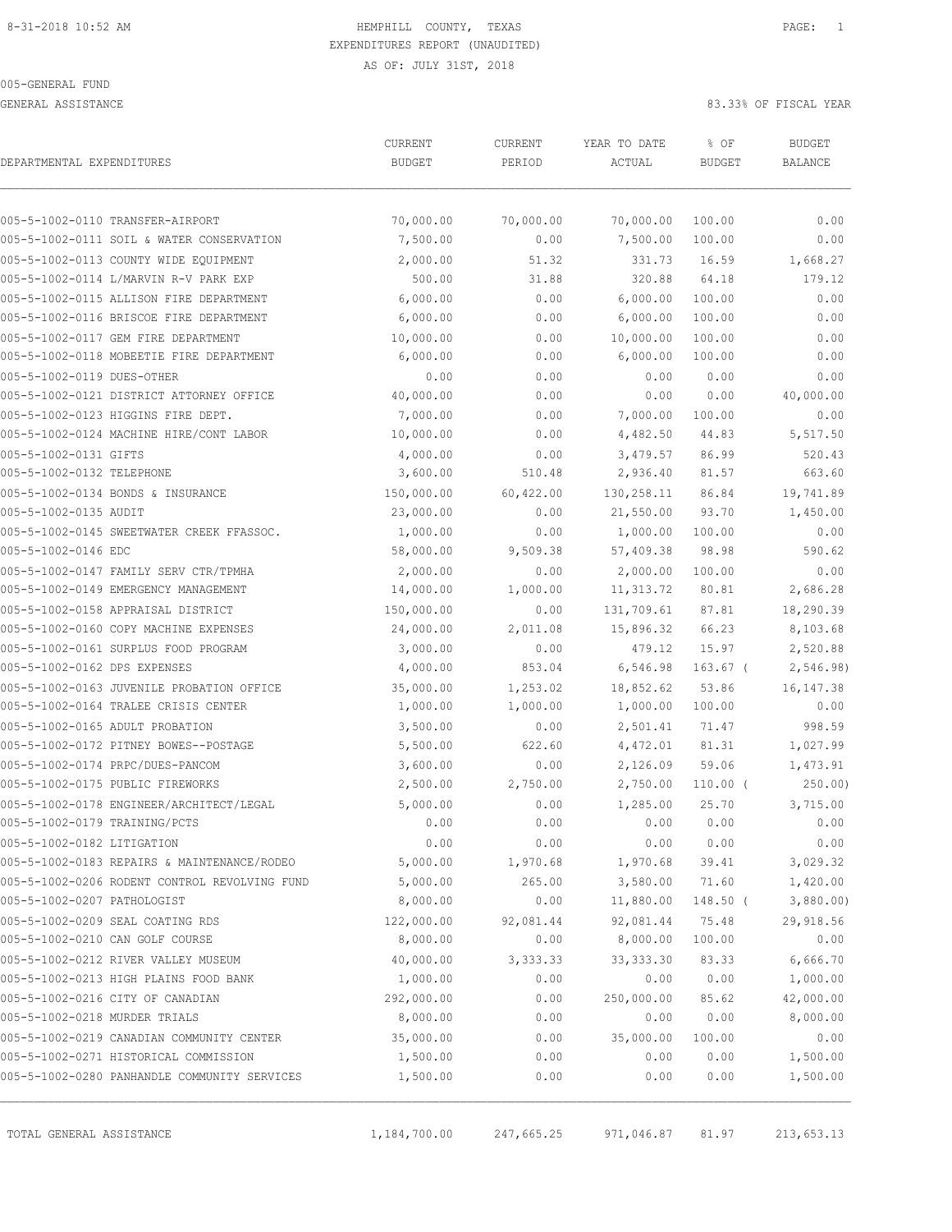HEMPHILL COUNTY, TEXAS
EXPENDITURES REPORT (UNAUDITED)
AS OF: JULY 31ST, 2018

005-GENERAL FUND

GENERAL ASSISTANCE

83.33% OF FISCAL YEAR

| DEPARTMENTAL EXPENDITURES | CURRENT BUDGET | CURRENT PERIOD | YEAR TO DATE ACTUAL | % OF BUDGET | BUDGET BALANCE |
|---|---|---|---|---|---|
| 005-5-1002-0110 TRANSFER-AIRPORT | 70,000.00 | 70,000.00 | 70,000.00 | 100.00 | 0.00 |
| 005-5-1002-0111 SOIL & WATER CONSERVATION | 7,500.00 | 0.00 | 7,500.00 | 100.00 | 0.00 |
| 005-5-1002-0113 COUNTY WIDE EQUIPMENT | 2,000.00 | 51.32 | 331.73 | 16.59 | 1,668.27 |
| 005-5-1002-0114 L/MARVIN R-V PARK EXP | 500.00 | 31.88 | 320.88 | 64.18 | 179.12 |
| 005-5-1002-0115 ALLISON FIRE DEPARTMENT | 6,000.00 | 0.00 | 6,000.00 | 100.00 | 0.00 |
| 005-5-1002-0116 BRISCOE FIRE DEPARTMENT | 6,000.00 | 0.00 | 6,000.00 | 100.00 | 0.00 |
| 005-5-1002-0117 GEM FIRE DEPARTMENT | 10,000.00 | 0.00 | 10,000.00 | 100.00 | 0.00 |
| 005-5-1002-0118 MOBEETIE FIRE DEPARTMENT | 6,000.00 | 0.00 | 6,000.00 | 100.00 | 0.00 |
| 005-5-1002-0119 DUES-OTHER | 0.00 | 0.00 | 0.00 | 0.00 | 0.00 |
| 005-5-1002-0121 DISTRICT ATTORNEY OFFICE | 40,000.00 | 0.00 | 0.00 | 0.00 | 40,000.00 |
| 005-5-1002-0123 HIGGINS FIRE DEPT. | 7,000.00 | 0.00 | 7,000.00 | 100.00 | 0.00 |
| 005-5-1002-0124 MACHINE HIRE/CONT LABOR | 10,000.00 | 0.00 | 4,482.50 | 44.83 | 5,517.50 |
| 005-5-1002-0131 GIFTS | 4,000.00 | 0.00 | 3,479.57 | 86.99 | 520.43 |
| 005-5-1002-0132 TELEPHONE | 3,600.00 | 510.48 | 2,936.40 | 81.57 | 663.60 |
| 005-5-1002-0134 BONDS & INSURANCE | 150,000.00 | 60,422.00 | 130,258.11 | 86.84 | 19,741.89 |
| 005-5-1002-0135 AUDIT | 23,000.00 | 0.00 | 21,550.00 | 93.70 | 1,450.00 |
| 005-5-1002-0145 SWEETWATER CREEK FFASSOC. | 1,000.00 | 0.00 | 1,000.00 | 100.00 | 0.00 |
| 005-5-1002-0146 EDC | 58,000.00 | 9,509.38 | 57,409.38 | 98.98 | 590.62 |
| 005-5-1002-0147 FAMILY SERV CTR/TPMHA | 2,000.00 | 0.00 | 2,000.00 | 100.00 | 0.00 |
| 005-5-1002-0149 EMERGENCY MANAGEMENT | 14,000.00 | 1,000.00 | 11,313.72 | 80.81 | 2,686.28 |
| 005-5-1002-0158 APPRAISAL DISTRICT | 150,000.00 | 0.00 | 131,709.61 | 87.81 | 18,290.39 |
| 005-5-1002-0160 COPY MACHINE EXPENSES | 24,000.00 | 2,011.08 | 15,896.32 | 66.23 | 8,103.68 |
| 005-5-1002-0161 SURPLUS FOOD PROGRAM | 3,000.00 | 0.00 | 479.12 | 15.97 | 2,520.88 |
| 005-5-1002-0162 DPS EXPENSES | 4,000.00 | 853.04 | 6,546.98 | 163.67 | ( 2,546.98) |
| 005-5-1002-0163 JUVENILE PROBATION OFFICE | 35,000.00 | 1,253.02 | 18,852.62 | 53.86 | 16,147.38 |
| 005-5-1002-0164 TRALEE CRISIS CENTER | 1,000.00 | 1,000.00 | 1,000.00 | 100.00 | 0.00 |
| 005-5-1002-0165 ADULT PROBATION | 3,500.00 | 0.00 | 2,501.41 | 71.47 | 998.59 |
| 005-5-1002-0172 PITNEY BOWES--POSTAGE | 5,500.00 | 622.60 | 4,472.01 | 81.31 | 1,027.99 |
| 005-5-1002-0174 PRPC/DUES-PANCOM | 3,600.00 | 0.00 | 2,126.09 | 59.06 | 1,473.91 |
| 005-5-1002-0175 PUBLIC FIREWORKS | 2,500.00 | 2,750.00 | 2,750.00 | 110.00 | ( 250.00) |
| 005-5-1002-0178 ENGINEER/ARCHITECT/LEGAL | 5,000.00 | 0.00 | 1,285.00 | 25.70 | 3,715.00 |
| 005-5-1002-0179 TRAINING/PCTS | 0.00 | 0.00 | 0.00 | 0.00 | 0.00 |
| 005-5-1002-0182 LITIGATION | 0.00 | 0.00 | 0.00 | 0.00 | 0.00 |
| 005-5-1002-0183 REPAIRS & MAINTENANCE/RODEO | 5,000.00 | 1,970.68 | 1,970.68 | 39.41 | 3,029.32 |
| 005-5-1002-0206 RODENT CONTROL REVOLVING FUND | 5,000.00 | 265.00 | 3,580.00 | 71.60 | 1,420.00 |
| 005-5-1002-0207 PATHOLOGIST | 8,000.00 | 0.00 | 11,880.00 | 148.50 | ( 3,880.00) |
| 005-5-1002-0209 SEAL COATING RDS | 122,000.00 | 92,081.44 | 92,081.44 | 75.48 | 29,918.56 |
| 005-5-1002-0210 CAN GOLF COURSE | 8,000.00 | 0.00 | 8,000.00 | 100.00 | 0.00 |
| 005-5-1002-0212 RIVER VALLEY MUSEUM | 40,000.00 | 3,333.33 | 33,333.30 | 83.33 | 6,666.70 |
| 005-5-1002-0213 HIGH PLAINS FOOD BANK | 1,000.00 | 0.00 | 0.00 | 0.00 | 1,000.00 |
| 005-5-1002-0216 CITY OF CANADIAN | 292,000.00 | 0.00 | 250,000.00 | 85.62 | 42,000.00 |
| 005-5-1002-0218 MURDER TRIALS | 8,000.00 | 0.00 | 0.00 | 0.00 | 8,000.00 |
| 005-5-1002-0219 CANADIAN COMMUNITY CENTER | 35,000.00 | 0.00 | 35,000.00 | 100.00 | 0.00 |
| 005-5-1002-0271 HISTORICAL COMMISSION | 1,500.00 | 0.00 | 0.00 | 0.00 | 1,500.00 |
| 005-5-1002-0280 PANHANDLE COMMUNITY SERVICES | 1,500.00 | 0.00 | 0.00 | 0.00 | 1,500.00 |
| TOTAL GENERAL ASSISTANCE | 1,184,700.00 | 247,665.25 | 971,046.87 | 81.97 | 213,653.13 |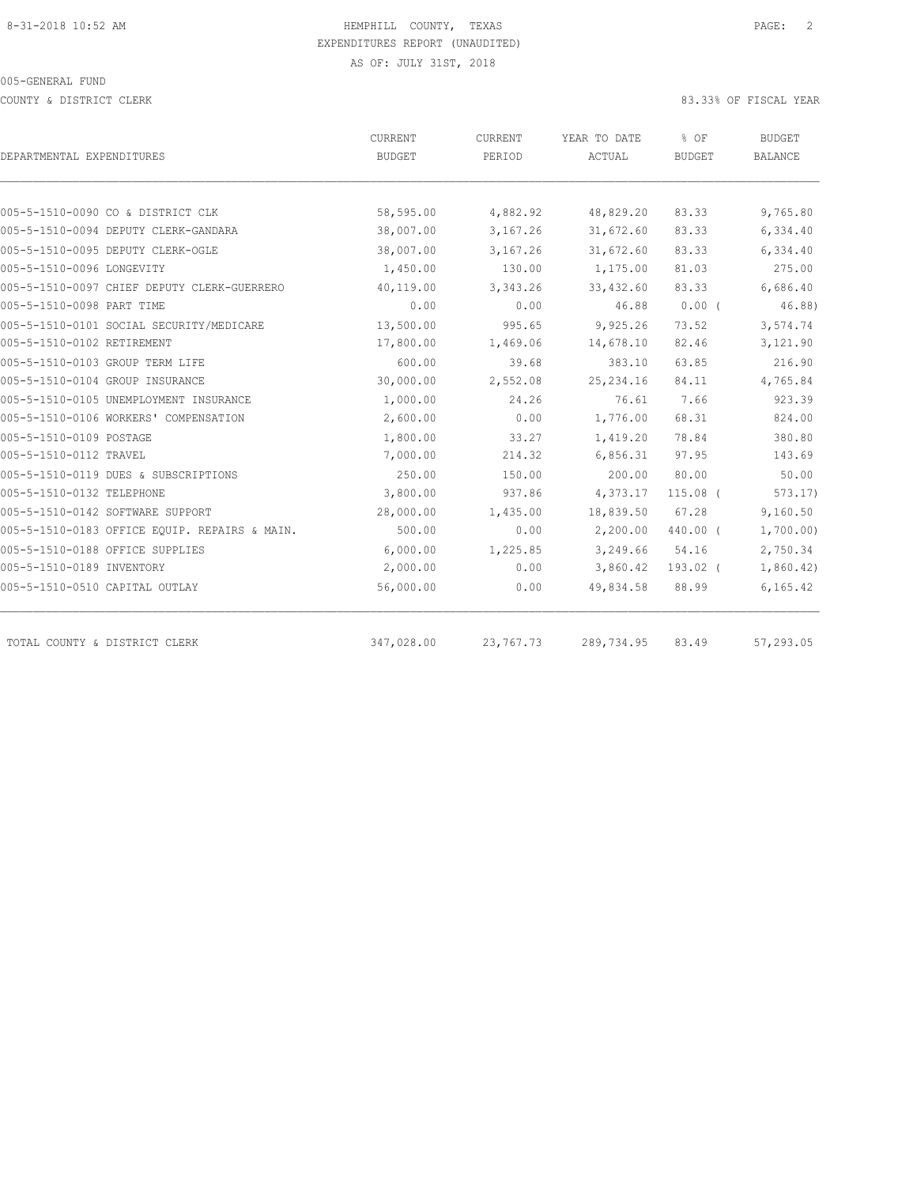8-31-2018 10:52 AM

HEMPHILL COUNTY, TEXAS
EXPENDITURES REPORT (UNAUDITED)
AS OF: JULY 31ST, 2018

005-GENERAL FUND

COUNTY & DISTRICT CLERK

83.33% OF FISCAL YEAR

| DEPARTMENTAL EXPENDITURES | CURRENT BUDGET | CURRENT PERIOD | YEAR TO DATE ACTUAL | % OF BUDGET | BUDGET BALANCE |
|---|---|---|---|---|---|
| 005-5-1510-0090 CO & DISTRICT CLK | 58,595.00 | 4,882.92 | 48,829.20 | 83.33 | 9,765.80 |
| 005-5-1510-0094 DEPUTY CLERK-GANDARA | 38,007.00 | 3,167.26 | 31,672.60 | 83.33 | 6,334.40 |
| 005-5-1510-0095 DEPUTY CLERK-OGLE | 38,007.00 | 3,167.26 | 31,672.60 | 83.33 | 6,334.40 |
| 005-5-1510-0096 LONGEVITY | 1,450.00 | 130.00 | 1,175.00 | 81.03 | 275.00 |
| 005-5-1510-0097 CHIEF DEPUTY CLERK-GUERRERO | 40,119.00 | 3,343.26 | 33,432.60 | 83.33 | 6,686.40 |
| 005-5-1510-0098 PART TIME | 0.00 | 0.00 | 46.88 | 0.00 ( | 46.88) |
| 005-5-1510-0101 SOCIAL SECURITY/MEDICARE | 13,500.00 | 995.65 | 9,925.26 | 73.52 | 3,574.74 |
| 005-5-1510-0102 RETIREMENT | 17,800.00 | 1,469.06 | 14,678.10 | 82.46 | 3,121.90 |
| 005-5-1510-0103 GROUP TERM LIFE | 600.00 | 39.68 | 383.10 | 63.85 | 216.90 |
| 005-5-1510-0104 GROUP INSURANCE | 30,000.00 | 2,552.08 | 25,234.16 | 84.11 | 4,765.84 |
| 005-5-1510-0105 UNEMPLOYMENT INSURANCE | 1,000.00 | 24.26 | 76.61 | 7.66 | 923.39 |
| 005-5-1510-0106 WORKERS' COMPENSATION | 2,600.00 | 0.00 | 1,776.00 | 68.31 | 824.00 |
| 005-5-1510-0109 POSTAGE | 1,800.00 | 33.27 | 1,419.20 | 78.84 | 380.80 |
| 005-5-1510-0112 TRAVEL | 7,000.00 | 214.32 | 6,856.31 | 97.95 | 143.69 |
| 005-5-1510-0119 DUES & SUBSCRIPTIONS | 250.00 | 150.00 | 200.00 | 80.00 | 50.00 |
| 005-5-1510-0132 TELEPHONE | 3,800.00 | 937.86 | 4,373.17 | 115.08 ( | 573.17) |
| 005-5-1510-0142 SOFTWARE SUPPORT | 28,000.00 | 1,435.00 | 18,839.50 | 67.28 | 9,160.50 |
| 005-5-1510-0183 OFFICE EQUIP. REPAIRS & MAIN. | 500.00 | 0.00 | 2,200.00 | 440.00 ( | 1,700.00) |
| 005-5-1510-0188 OFFICE SUPPLIES | 6,000.00 | 1,225.85 | 3,249.66 | 54.16 | 2,750.34 |
| 005-5-1510-0189 INVENTORY | 2,000.00 | 0.00 | 3,860.42 | 193.02 ( | 1,860.42) |
| 005-5-1510-0510 CAPITAL OUTLAY | 56,000.00 | 0.00 | 49,834.58 | 88.99 | 6,165.42 |
| TOTAL COUNTY & DISTRICT CLERK | 347,028.00 | 23,767.73 | 289,734.95 | 83.49 | 57,293.05 |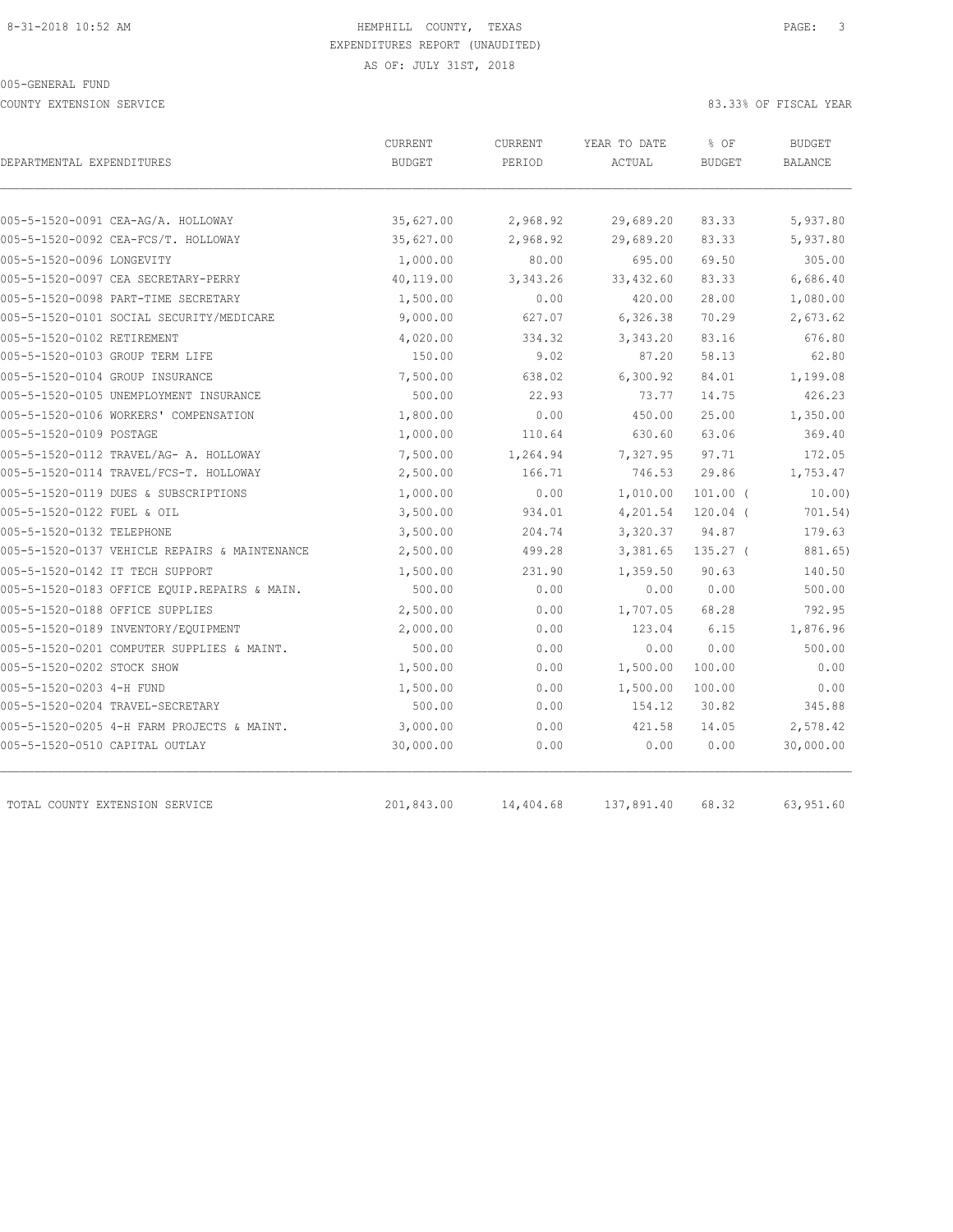8-31-2018 10:52 AM

HEMPHILL COUNTY, TEXAS
EXPENDITURES REPORT (UNAUDITED)
AS OF: JULY 31ST, 2018

005-GENERAL FUND

COUNTY EXTENSION SERVICE

83.33% OF FISCAL YEAR

| DEPARTMENTAL EXPENDITURES | CURRENT BUDGET | CURRENT PERIOD | YEAR TO DATE ACTUAL | % OF BUDGET | BUDGET BALANCE |
|---|---|---|---|---|---|
| 005-5-1520-0091 CEA-AG/A. HOLLOWAY | 35,627.00 | 2,968.92 | 29,689.20 | 83.33 | 5,937.80 |
| 005-5-1520-0092 CEA-FCS/T. HOLLOWAY | 35,627.00 | 2,968.92 | 29,689.20 | 83.33 | 5,937.80 |
| 005-5-1520-0096 LONGEVITY | 1,000.00 | 80.00 | 695.00 | 69.50 | 305.00 |
| 005-5-1520-0097 CEA SECRETARY-PERRY | 40,119.00 | 3,343.26 | 33,432.60 | 83.33 | 6,686.40 |
| 005-5-1520-0098 PART-TIME SECRETARY | 1,500.00 | 0.00 | 420.00 | 28.00 | 1,080.00 |
| 005-5-1520-0101 SOCIAL SECURITY/MEDICARE | 9,000.00 | 627.07 | 6,326.38 | 70.29 | 2,673.62 |
| 005-5-1520-0102 RETIREMENT | 4,020.00 | 334.32 | 3,343.20 | 83.16 | 676.80 |
| 005-5-1520-0103 GROUP TERM LIFE | 150.00 | 9.02 | 87.20 | 58.13 | 62.80 |
| 005-5-1520-0104 GROUP INSURANCE | 7,500.00 | 638.02 | 6,300.92 | 84.01 | 1,199.08 |
| 005-5-1520-0105 UNEMPLOYMENT INSURANCE | 500.00 | 22.93 | 73.77 | 14.75 | 426.23 |
| 005-5-1520-0106 WORKERS' COMPENSATION | 1,800.00 | 0.00 | 450.00 | 25.00 | 1,350.00 |
| 005-5-1520-0109 POSTAGE | 1,000.00 | 110.64 | 630.60 | 63.06 | 369.40 |
| 005-5-1520-0112 TRAVEL/AG- A. HOLLOWAY | 7,500.00 | 1,264.94 | 7,327.95 | 97.71 | 172.05 |
| 005-5-1520-0114 TRAVEL/FCS-T. HOLLOWAY | 2,500.00 | 166.71 | 746.53 | 29.86 | 1,753.47 |
| 005-5-1520-0119 DUES & SUBSCRIPTIONS | 1,000.00 | 0.00 | 1,010.00 | 101.00 ( | 10.00) |
| 005-5-1520-0122 FUEL & OIL | 3,500.00 | 934.01 | 4,201.54 | 120.04 ( | 701.54) |
| 005-5-1520-0132 TELEPHONE | 3,500.00 | 204.74 | 3,320.37 | 94.87 | 179.63 |
| 005-5-1520-0137 VEHICLE REPAIRS & MAINTENANCE | 2,500.00 | 499.28 | 3,381.65 | 135.27 ( | 881.65) |
| 005-5-1520-0142 IT TECH SUPPORT | 1,500.00 | 231.90 | 1,359.50 | 90.63 | 140.50 |
| 005-5-1520-0183 OFFICE EQUIP.REPAIRS & MAIN. | 500.00 | 0.00 | 0.00 | 0.00 | 500.00 |
| 005-5-1520-0188 OFFICE SUPPLIES | 2,500.00 | 0.00 | 1,707.05 | 68.28 | 792.95 |
| 005-5-1520-0189 INVENTORY/EQUIPMENT | 2,000.00 | 0.00 | 123.04 | 6.15 | 1,876.96 |
| 005-5-1520-0201 COMPUTER SUPPLIES & MAINT. | 500.00 | 0.00 | 0.00 | 0.00 | 500.00 |
| 005-5-1520-0202 STOCK SHOW | 1,500.00 | 0.00 | 1,500.00 | 100.00 | 0.00 |
| 005-5-1520-0203 4-H FUND | 1,500.00 | 0.00 | 1,500.00 | 100.00 | 0.00 |
| 005-5-1520-0204 TRAVEL-SECRETARY | 500.00 | 0.00 | 154.12 | 30.82 | 345.88 |
| 005-5-1520-0205 4-H FARM PROJECTS & MAINT. | 3,000.00 | 0.00 | 421.58 | 14.05 | 2,578.42 |
| 005-5-1520-0510 CAPITAL OUTLAY | 30,000.00 | 0.00 | 0.00 | 0.00 | 30,000.00 |
| TOTAL COUNTY EXTENSION SERVICE | 201,843.00 | 14,404.68 | 137,891.40 | 68.32 | 63,951.60 |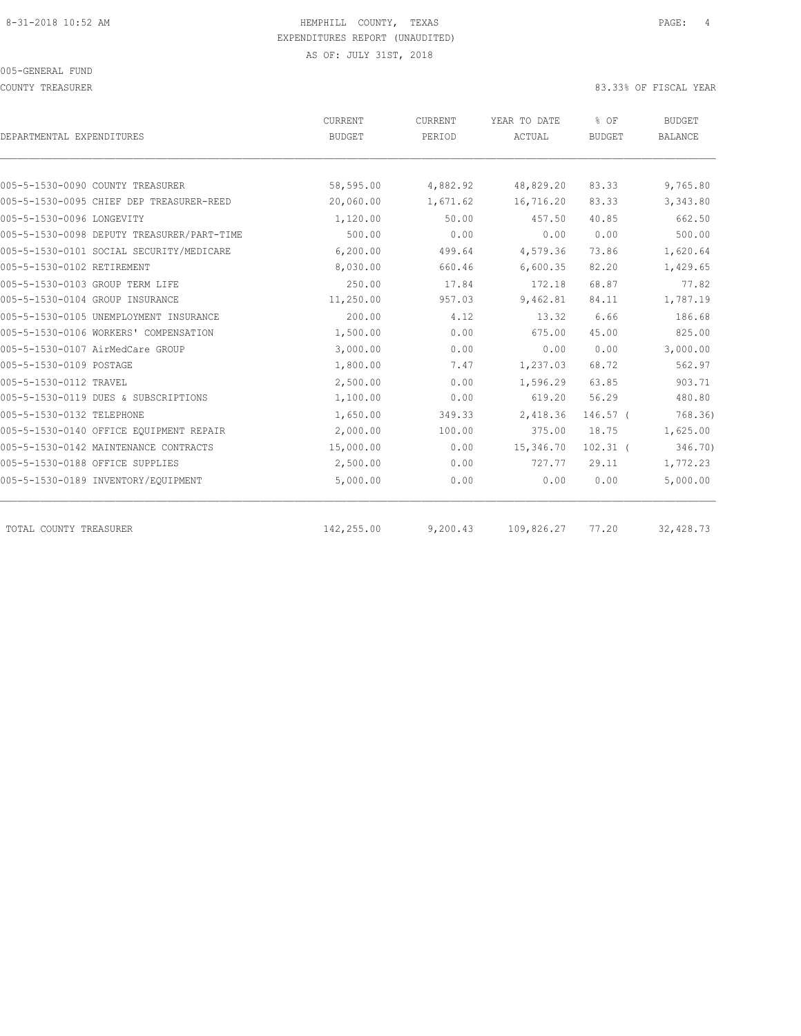HEMPHILL COUNTY, TEXAS
EXPENDITURES REPORT (UNAUDITED)
AS OF: JULY 31ST, 2018

005-GENERAL FUND
COUNTY TREASURER

83.33% OF FISCAL YEAR

| DEPARTMENTAL EXPENDITURES | CURRENT BUDGET | CURRENT PERIOD | YEAR TO DATE ACTUAL | % OF BUDGET | BUDGET BALANCE |
|---|---|---|---|---|---|
| 005-5-1530-0090 COUNTY TREASURER | 58,595.00 | 4,882.92 | 48,829.20 | 83.33 | 9,765.80 |
| 005-5-1530-0095 CHIEF DEP TREASURER-REED | 20,060.00 | 1,671.62 | 16,716.20 | 83.33 | 3,343.80 |
| 005-5-1530-0096 LONGEVITY | 1,120.00 | 50.00 | 457.50 | 40.85 | 662.50 |
| 005-5-1530-0098 DEPUTY TREASURER/PART-TIME | 500.00 | 0.00 | 0.00 | 0.00 | 500.00 |
| 005-5-1530-0101 SOCIAL SECURITY/MEDICARE | 6,200.00 | 499.64 | 4,579.36 | 73.86 | 1,620.64 |
| 005-5-1530-0102 RETIREMENT | 8,030.00 | 660.46 | 6,600.35 | 82.20 | 1,429.65 |
| 005-5-1530-0103 GROUP TERM LIFE | 250.00 | 17.84 | 172.18 | 68.87 | 77.82 |
| 005-5-1530-0104 GROUP INSURANCE | 11,250.00 | 957.03 | 9,462.81 | 84.11 | 1,787.19 |
| 005-5-1530-0105 UNEMPLOYMENT INSURANCE | 200.00 | 4.12 | 13.32 | 6.66 | 186.68 |
| 005-5-1530-0106 WORKERS' COMPENSATION | 1,500.00 | 0.00 | 675.00 | 45.00 | 825.00 |
| 005-5-1530-0107 AirMedCare GROUP | 3,000.00 | 0.00 | 0.00 | 0.00 | 3,000.00 |
| 005-5-1530-0109 POSTAGE | 1,800.00 | 7.47 | 1,237.03 | 68.72 | 562.97 |
| 005-5-1530-0112 TRAVEL | 2,500.00 | 0.00 | 1,596.29 | 63.85 | 903.71 |
| 005-5-1530-0119 DUES & SUBSCRIPTIONS | 1,100.00 | 0.00 | 619.20 | 56.29 | 480.80 |
| 005-5-1530-0132 TELEPHONE | 1,650.00 | 349.33 | 2,418.36 | 146.57 | ( 768.36) |
| 005-5-1530-0140 OFFICE EQUIPMENT REPAIR | 2,000.00 | 100.00 | 375.00 | 18.75 | 1,625.00 |
| 005-5-1530-0142 MAINTENANCE CONTRACTS | 15,000.00 | 0.00 | 15,346.70 | 102.31 | ( 346.70) |
| 005-5-1530-0188 OFFICE SUPPLIES | 2,500.00 | 0.00 | 727.77 | 29.11 | 1,772.23 |
| 005-5-1530-0189 INVENTORY/EQUIPMENT | 5,000.00 | 0.00 | 0.00 | 0.00 | 5,000.00 |
| TOTAL COUNTY TREASURER | 142,255.00 | 9,200.43 | 109,826.27 | 77.20 | 32,428.73 |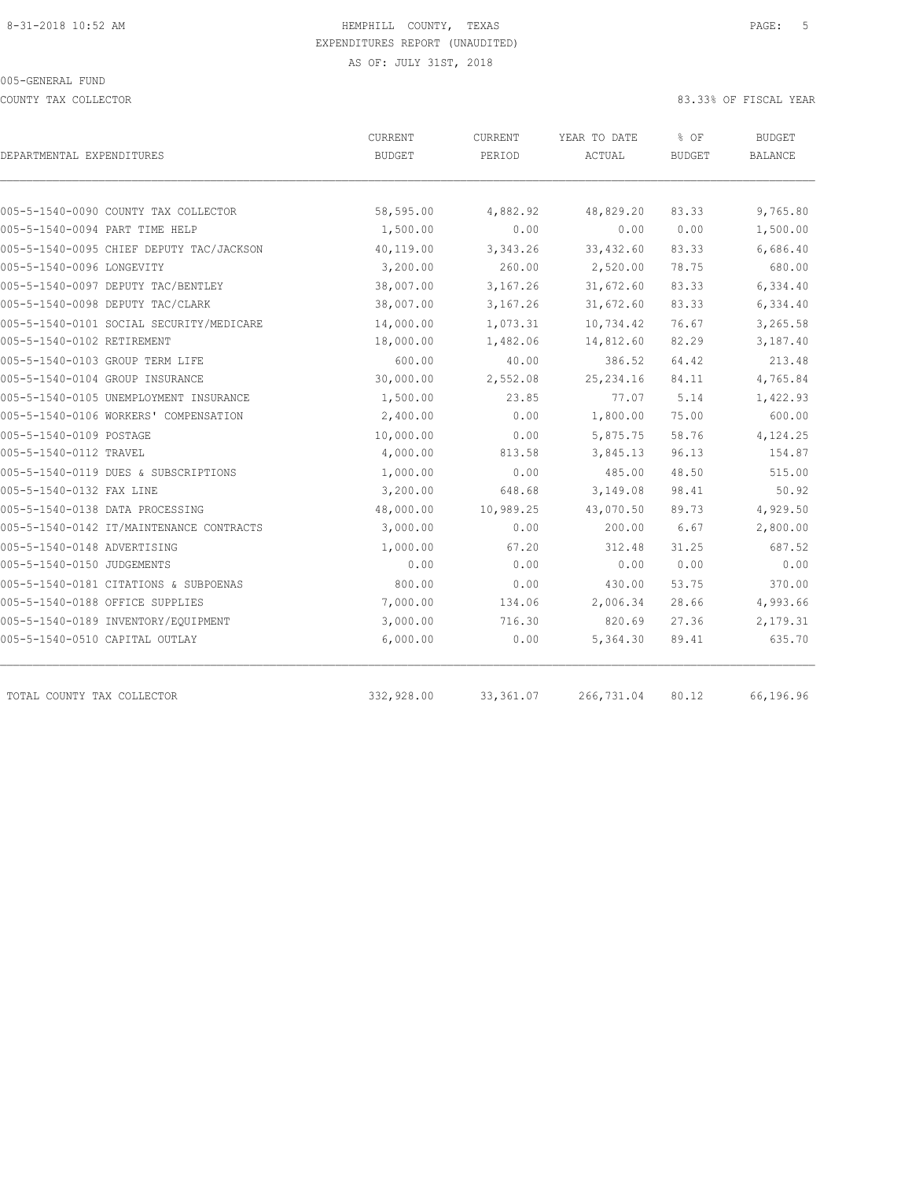HEMPHILL COUNTY, TEXAS
EXPENDITURES REPORT (UNAUDITED)
AS OF: JULY 31ST, 2018

005-GENERAL FUND

COUNTY TAX COLLECTOR

83.33% OF FISCAL YEAR

| DEPARTMENTAL EXPENDITURES | CURRENT BUDGET | CURRENT PERIOD | YEAR TO DATE ACTUAL | % OF BUDGET | BUDGET BALANCE |
|---|---|---|---|---|---|
| 005-5-1540-0090 COUNTY TAX COLLECTOR | 58,595.00 | 4,882.92 | 48,829.20 | 83.33 | 9,765.80 |
| 005-5-1540-0094 PART TIME HELP | 1,500.00 | 0.00 | 0.00 | 0.00 | 1,500.00 |
| 005-5-1540-0095 CHIEF DEPUTY TAC/JACKSON | 40,119.00 | 3,343.26 | 33,432.60 | 83.33 | 6,686.40 |
| 005-5-1540-0096 LONGEVITY | 3,200.00 | 260.00 | 2,520.00 | 78.75 | 680.00 |
| 005-5-1540-0097 DEPUTY TAC/BENTLEY | 38,007.00 | 3,167.26 | 31,672.60 | 83.33 | 6,334.40 |
| 005-5-1540-0098 DEPUTY TAC/CLARK | 38,007.00 | 3,167.26 | 31,672.60 | 83.33 | 6,334.40 |
| 005-5-1540-0101 SOCIAL SECURITY/MEDICARE | 14,000.00 | 1,073.31 | 10,734.42 | 76.67 | 3,265.58 |
| 005-5-1540-0102 RETIREMENT | 18,000.00 | 1,482.06 | 14,812.60 | 82.29 | 3,187.40 |
| 005-5-1540-0103 GROUP TERM LIFE | 600.00 | 40.00 | 386.52 | 64.42 | 213.48 |
| 005-5-1540-0104 GROUP INSURANCE | 30,000.00 | 2,552.08 | 25,234.16 | 84.11 | 4,765.84 |
| 005-5-1540-0105 UNEMPLOYMENT INSURANCE | 1,500.00 | 23.85 | 77.07 | 5.14 | 1,422.93 |
| 005-5-1540-0106 WORKERS' COMPENSATION | 2,400.00 | 0.00 | 1,800.00 | 75.00 | 600.00 |
| 005-5-1540-0109 POSTAGE | 10,000.00 | 0.00 | 5,875.75 | 58.76 | 4,124.25 |
| 005-5-1540-0112 TRAVEL | 4,000.00 | 813.58 | 3,845.13 | 96.13 | 154.87 |
| 005-5-1540-0119 DUES & SUBSCRIPTIONS | 1,000.00 | 0.00 | 485.00 | 48.50 | 515.00 |
| 005-5-1540-0132 FAX LINE | 3,200.00 | 648.68 | 3,149.08 | 98.41 | 50.92 |
| 005-5-1540-0138 DATA PROCESSING | 48,000.00 | 10,989.25 | 43,070.50 | 89.73 | 4,929.50 |
| 005-5-1540-0142 IT/MAINTENANCE CONTRACTS | 3,000.00 | 0.00 | 200.00 | 6.67 | 2,800.00 |
| 005-5-1540-0148 ADVERTISING | 1,000.00 | 67.20 | 312.48 | 31.25 | 687.52 |
| 005-5-1540-0150 JUDGEMENTS | 0.00 | 0.00 | 0.00 | 0.00 | 0.00 |
| 005-5-1540-0181 CITATIONS & SUBPOENAS | 800.00 | 0.00 | 430.00 | 53.75 | 370.00 |
| 005-5-1540-0188 OFFICE SUPPLIES | 7,000.00 | 134.06 | 2,006.34 | 28.66 | 4,993.66 |
| 005-5-1540-0189 INVENTORY/EQUIPMENT | 3,000.00 | 716.30 | 820.69 | 27.36 | 2,179.31 |
| 005-5-1540-0510 CAPITAL OUTLAY | 6,000.00 | 0.00 | 5,364.30 | 89.41 | 635.70 |
| TOTAL COUNTY TAX COLLECTOR | 332,928.00 | 33,361.07 | 266,731.04 | 80.12 | 66,196.96 |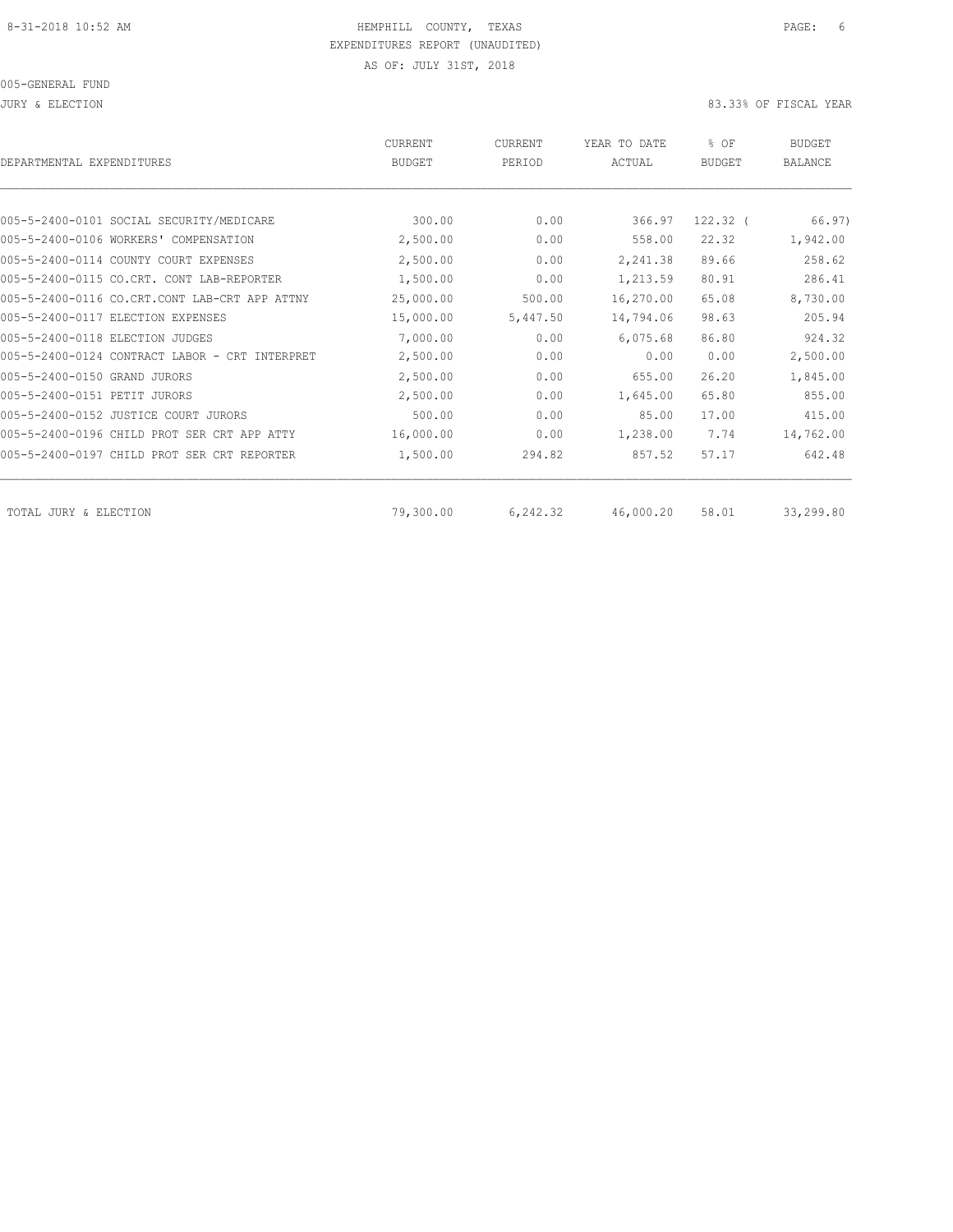HEMPHILL COUNTY, TEXAS
EXPENDITURES REPORT (UNAUDITED)
AS OF: JULY 31ST, 2018

005-GENERAL FUND

JURY & ELECTION — 83.33% OF FISCAL YEAR

| DEPARTMENTAL EXPENDITURES | CURRENT BUDGET | CURRENT PERIOD | YEAR TO DATE ACTUAL | % OF BUDGET | BUDGET BALANCE |
|---|---|---|---|---|---|
| 005-5-2400-0101 SOCIAL SECURITY/MEDICARE | 300.00 | 0.00 | 366.97 | 122.32 ( | 66.97) |
| 005-5-2400-0106 WORKERS' COMPENSATION | 2,500.00 | 0.00 | 558.00 | 22.32 | 1,942.00 |
| 005-5-2400-0114 COUNTY COURT EXPENSES | 2,500.00 | 0.00 | 2,241.38 | 89.66 | 258.62 |
| 005-5-2400-0115 CO.CRT. CONT LAB-REPORTER | 1,500.00 | 0.00 | 1,213.59 | 80.91 | 286.41 |
| 005-5-2400-0116 CO.CRT.CONT LAB-CRT APP ATTNY | 25,000.00 | 500.00 | 16,270.00 | 65.08 | 8,730.00 |
| 005-5-2400-0117 ELECTION EXPENSES | 15,000.00 | 5,447.50 | 14,794.06 | 98.63 | 205.94 |
| 005-5-2400-0118 ELECTION JUDGES | 7,000.00 | 0.00 | 6,075.68 | 86.80 | 924.32 |
| 005-5-2400-0124 CONTRACT LABOR - CRT INTERPRET | 2,500.00 | 0.00 | 0.00 | 0.00 | 2,500.00 |
| 005-5-2400-0150 GRAND JURORS | 2,500.00 | 0.00 | 655.00 | 26.20 | 1,845.00 |
| 005-5-2400-0151 PETIT JURORS | 2,500.00 | 0.00 | 1,645.00 | 65.80 | 855.00 |
| 005-5-2400-0152 JUSTICE COURT JURORS | 500.00 | 0.00 | 85.00 | 17.00 | 415.00 |
| 005-5-2400-0196 CHILD PROT SER CRT APP ATTY | 16,000.00 | 0.00 | 1,238.00 | 7.74 | 14,762.00 |
| 005-5-2400-0197 CHILD PROT SER CRT REPORTER | 1,500.00 | 294.82 | 857.52 | 57.17 | 642.48 |
| TOTAL JURY & ELECTION | 79,300.00 | 6,242.32 | 46,000.20 | 58.01 | 33,299.80 |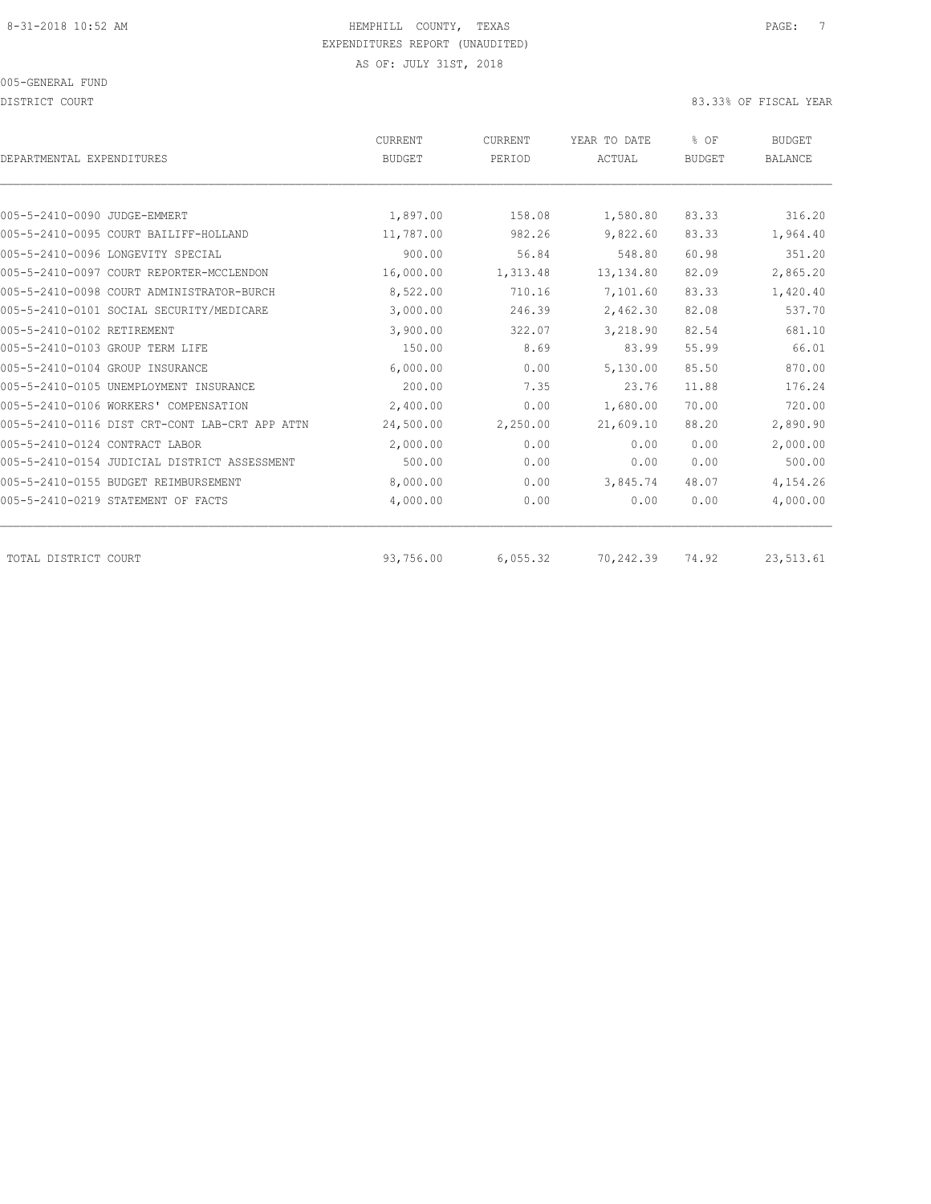HEMPHILL COUNTY, TEXAS
EXPENDITURES REPORT (UNAUDITED)
AS OF: JULY 31ST, 2018

005-GENERAL FUND

DISTRICT COURT

83.33% OF FISCAL YEAR

| DEPARTMENTAL EXPENDITURES | CURRENT BUDGET | CURRENT PERIOD | YEAR TO DATE ACTUAL | % OF BUDGET | BUDGET BALANCE |
|---|---|---|---|---|---|
| 005-5-2410-0090 JUDGE-EMMERT | 1,897.00 | 158.08 | 1,580.80 | 83.33 | 316.20 |
| 005-5-2410-0095 COURT BAILIFF-HOLLAND | 11,787.00 | 982.26 | 9,822.60 | 83.33 | 1,964.40 |
| 005-5-2410-0096 LONGEVITY SPECIAL | 900.00 | 56.84 | 548.80 | 60.98 | 351.20 |
| 005-5-2410-0097 COURT REPORTER-MCCLENDON | 16,000.00 | 1,313.48 | 13,134.80 | 82.09 | 2,865.20 |
| 005-5-2410-0098 COURT ADMINISTRATOR-BURCH | 8,522.00 | 710.16 | 7,101.60 | 83.33 | 1,420.40 |
| 005-5-2410-0101 SOCIAL SECURITY/MEDICARE | 3,000.00 | 246.39 | 2,462.30 | 82.08 | 537.70 |
| 005-5-2410-0102 RETIREMENT | 3,900.00 | 322.07 | 3,218.90 | 82.54 | 681.10 |
| 005-5-2410-0103 GROUP TERM LIFE | 150.00 | 8.69 | 83.99 | 55.99 | 66.01 |
| 005-5-2410-0104 GROUP INSURANCE | 6,000.00 | 0.00 | 5,130.00 | 85.50 | 870.00 |
| 005-5-2410-0105 UNEMPLOYMENT INSURANCE | 200.00 | 7.35 | 23.76 | 11.88 | 176.24 |
| 005-5-2410-0106 WORKERS' COMPENSATION | 2,400.00 | 0.00 | 1,680.00 | 70.00 | 720.00 |
| 005-5-2410-0116 DIST CRT-CONT LAB-CRT APP ATTN | 24,500.00 | 2,250.00 | 21,609.10 | 88.20 | 2,890.90 |
| 005-5-2410-0124 CONTRACT LABOR | 2,000.00 | 0.00 | 0.00 | 0.00 | 2,000.00 |
| 005-5-2410-0154 JUDICIAL DISTRICT ASSESSMENT | 500.00 | 0.00 | 0.00 | 0.00 | 500.00 |
| 005-5-2410-0155 BUDGET REIMBURSEMENT | 8,000.00 | 0.00 | 3,845.74 | 48.07 | 4,154.26 |
| 005-5-2410-0219 STATEMENT OF FACTS | 4,000.00 | 0.00 | 0.00 | 0.00 | 4,000.00 |
| TOTAL DISTRICT COURT | 93,756.00 | 6,055.32 | 70,242.39 | 74.92 | 23,513.61 |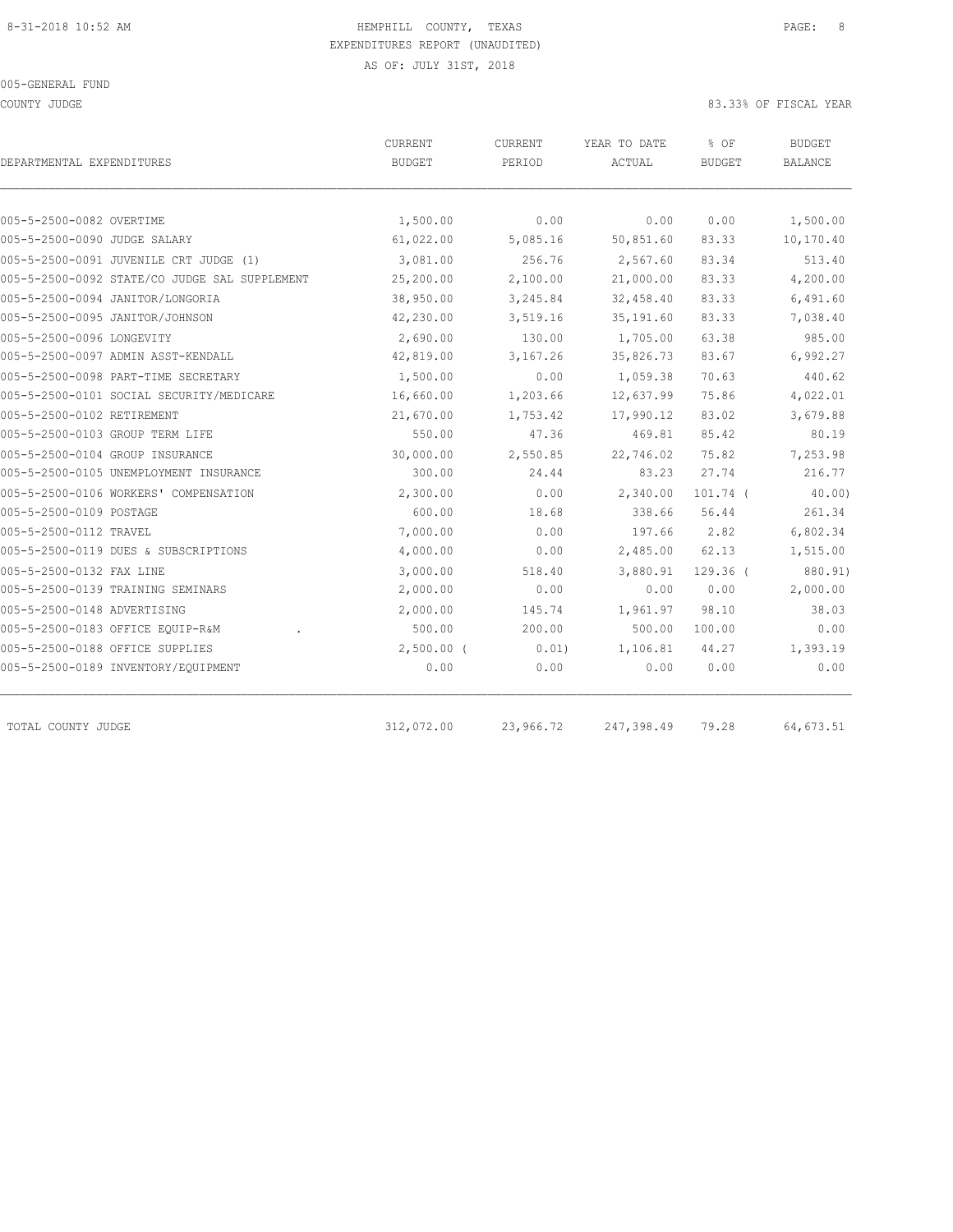8-31-2018 10:52 AM

HEMPHILL COUNTY, TEXAS
EXPENDITURES REPORT (UNAUDITED)
AS OF: JULY 31ST, 2018

005-GENERAL FUND

COUNTY JUDGE

83.33% OF FISCAL YEAR

| DEPARTMENTAL EXPENDITURES | CURRENT BUDGET | CURRENT PERIOD | YEAR TO DATE ACTUAL | % OF BUDGET | BUDGET BALANCE |
|---|---|---|---|---|---|
| 005-5-2500-0082 OVERTIME | 1,500.00 | 0.00 | 0.00 | 0.00 | 1,500.00 |
| 005-5-2500-0090 JUDGE SALARY | 61,022.00 | 5,085.16 | 50,851.60 | 83.33 | 10,170.40 |
| 005-5-2500-0091 JUVENILE CRT JUDGE (1) | 3,081.00 | 256.76 | 2,567.60 | 83.34 | 513.40 |
| 005-5-2500-0092 STATE/CO JUDGE SAL SUPPLEMENT | 25,200.00 | 2,100.00 | 21,000.00 | 83.33 | 4,200.00 |
| 005-5-2500-0094 JANITOR/LONGORIA | 38,950.00 | 3,245.84 | 32,458.40 | 83.33 | 6,491.60 |
| 005-5-2500-0095 JANITOR/JOHNSON | 42,230.00 | 3,519.16 | 35,191.60 | 83.33 | 7,038.40 |
| 005-5-2500-0096 LONGEVITY | 2,690.00 | 130.00 | 1,705.00 | 63.38 | 985.00 |
| 005-5-2500-0097 ADMIN ASST-KENDALL | 42,819.00 | 3,167.26 | 35,826.73 | 83.67 | 6,992.27 |
| 005-5-2500-0098 PART-TIME SECRETARY | 1,500.00 | 0.00 | 1,059.38 | 70.63 | 440.62 |
| 005-5-2500-0101 SOCIAL SECURITY/MEDICARE | 16,660.00 | 1,203.66 | 12,637.99 | 75.86 | 4,022.01 |
| 005-5-2500-0102 RETIREMENT | 21,670.00 | 1,753.42 | 17,990.12 | 83.02 | 3,679.88 |
| 005-5-2500-0103 GROUP TERM LIFE | 550.00 | 47.36 | 469.81 | 85.42 | 80.19 |
| 005-5-2500-0104 GROUP INSURANCE | 30,000.00 | 2,550.85 | 22,746.02 | 75.82 | 7,253.98 |
| 005-5-2500-0105 UNEMPLOYMENT INSURANCE | 300.00 | 24.44 | 83.23 | 27.74 | 216.77 |
| 005-5-2500-0106 WORKERS' COMPENSATION | 2,300.00 | 0.00 | 2,340.00 | 101.74 ( | 40.00) |
| 005-5-2500-0109 POSTAGE | 600.00 | 18.68 | 338.66 | 56.44 | 261.34 |
| 005-5-2500-0112 TRAVEL | 7,000.00 | 0.00 | 197.66 | 2.82 | 6,802.34 |
| 005-5-2500-0119 DUES & SUBSCRIPTIONS | 4,000.00 | 0.00 | 2,485.00 | 62.13 | 1,515.00 |
| 005-5-2500-0132 FAX LINE | 3,000.00 | 518.40 | 3,880.91 | 129.36 ( | 880.91) |
| 005-5-2500-0139 TRAINING SEMINARS | 2,000.00 | 0.00 | 0.00 | 0.00 | 2,000.00 |
| 005-5-2500-0148 ADVERTISING | 2,000.00 | 145.74 | 1,961.97 | 98.10 | 38.03 |
| 005-5-2500-0183 OFFICE EQUIP-R&M . | 500.00 | 200.00 | 500.00 | 100.00 | 0.00 |
| 005-5-2500-0188 OFFICE SUPPLIES | 2,500.00 ( | 0.01) | 1,106.81 | 44.27 | 1,393.19 |
| 005-5-2500-0189 INVENTORY/EQUIPMENT | 0.00 | 0.00 | 0.00 | 0.00 | 0.00 |
| TOTAL COUNTY JUDGE | 312,072.00 | 23,966.72 | 247,398.49 | 79.28 | 64,673.51 |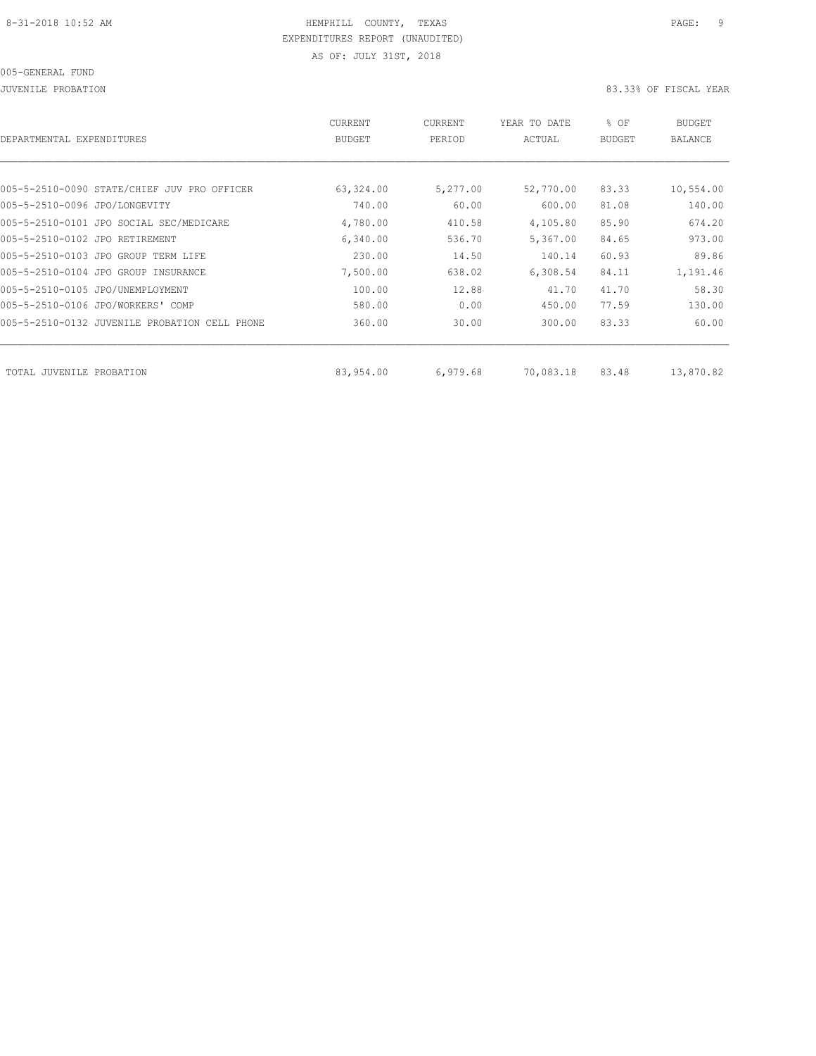HEMPHILL COUNTY, TEXAS
EXPENDITURES REPORT (UNAUDITED)
AS OF: JULY 31ST, 2018

005-GENERAL FUND

JUVENILE PROBATION — 83.33% OF FISCAL YEAR

| DEPARTMENTAL EXPENDITURES | CURRENT BUDGET | CURRENT PERIOD | YEAR TO DATE ACTUAL | % OF BUDGET | BUDGET BALANCE |
|---|---|---|---|---|---|
| 005-5-2510-0090 STATE/CHIEF JUV PRO OFFICER | 63,324.00 | 5,277.00 | 52,770.00 | 83.33 | 10,554.00 |
| 005-5-2510-0096 JPO/LONGEVITY | 740.00 | 60.00 | 600.00 | 81.08 | 140.00 |
| 005-5-2510-0101 JPO SOCIAL SEC/MEDICARE | 4,780.00 | 410.58 | 4,105.80 | 85.90 | 674.20 |
| 005-5-2510-0102 JPO RETIREMENT | 6,340.00 | 536.70 | 5,367.00 | 84.65 | 973.00 |
| 005-5-2510-0103 JPO GROUP TERM LIFE | 230.00 | 14.50 | 140.14 | 60.93 | 89.86 |
| 005-5-2510-0104 JPO GROUP INSURANCE | 7,500.00 | 638.02 | 6,308.54 | 84.11 | 1,191.46 |
| 005-5-2510-0105 JPO/UNEMPLOYMENT | 100.00 | 12.88 | 41.70 | 41.70 | 58.30 |
| 005-5-2510-0106 JPO/WORKERS' COMP | 580.00 | 0.00 | 450.00 | 77.59 | 130.00 |
| 005-5-2510-0132 JUVENILE PROBATION CELL PHONE | 360.00 | 30.00 | 300.00 | 83.33 | 60.00 |
| TOTAL JUVENILE PROBATION | 83,954.00 | 6,979.68 | 70,083.18 | 83.48 | 13,870.82 |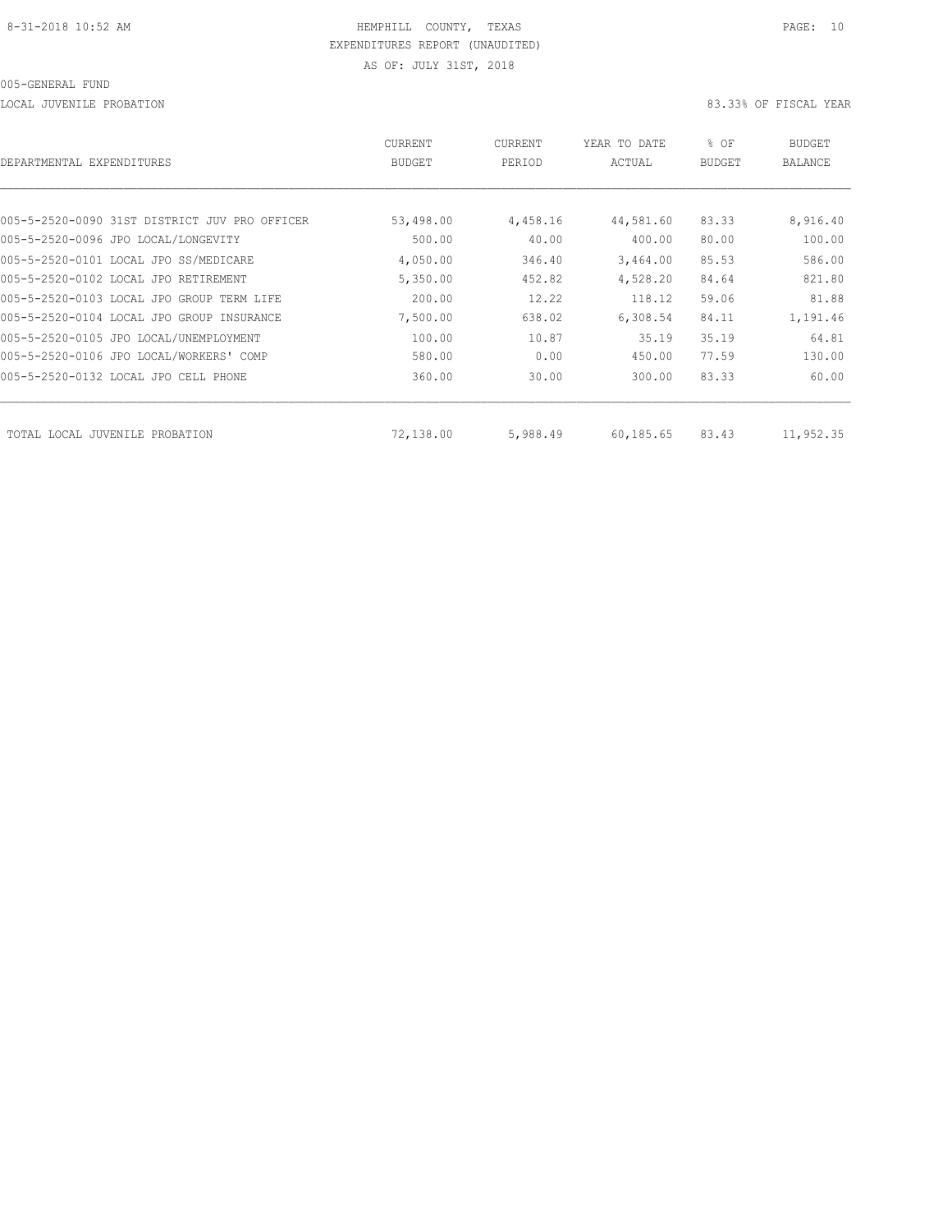HEMPHILL COUNTY, TEXAS
EXPENDITURES REPORT (UNAUDITED)
AS OF: JULY 31ST, 2018

005-GENERAL FUND

LOCAL JUVENILE PROBATION — 83.33% OF FISCAL YEAR

| DEPARTMENTAL EXPENDITURES | CURRENT BUDGET | CURRENT PERIOD | YEAR TO DATE ACTUAL | % OF BUDGET | BUDGET BALANCE |
|---|---|---|---|---|---|
| 005-5-2520-0090 31ST DISTRICT JUV PRO OFFICER | 53,498.00 | 4,458.16 | 44,581.60 | 83.33 | 8,916.40 |
| 005-5-2520-0096 JPO LOCAL/LONGEVITY | 500.00 | 40.00 | 400.00 | 80.00 | 100.00 |
| 005-5-2520-0101 LOCAL JPO SS/MEDICARE | 4,050.00 | 346.40 | 3,464.00 | 85.53 | 586.00 |
| 005-5-2520-0102 LOCAL JPO RETIREMENT | 5,350.00 | 452.82 | 4,528.20 | 84.64 | 821.80 |
| 005-5-2520-0103 LOCAL JPO GROUP TERM LIFE | 200.00 | 12.22 | 118.12 | 59.06 | 81.88 |
| 005-5-2520-0104 LOCAL JPO GROUP INSURANCE | 7,500.00 | 638.02 | 6,308.54 | 84.11 | 1,191.46 |
| 005-5-2520-0105 JPO LOCAL/UNEMPLOYMENT | 100.00 | 10.87 | 35.19 | 35.19 | 64.81 |
| 005-5-2520-0106 JPO LOCAL/WORKERS' COMP | 580.00 | 0.00 | 450.00 | 77.59 | 130.00 |
| 005-5-2520-0132 LOCAL JPO CELL PHONE | 360.00 | 30.00 | 300.00 | 83.33 | 60.00 |
| TOTAL LOCAL JUVENILE PROBATION | 72,138.00 | 5,988.49 | 60,185.65 | 83.43 | 11,952.35 |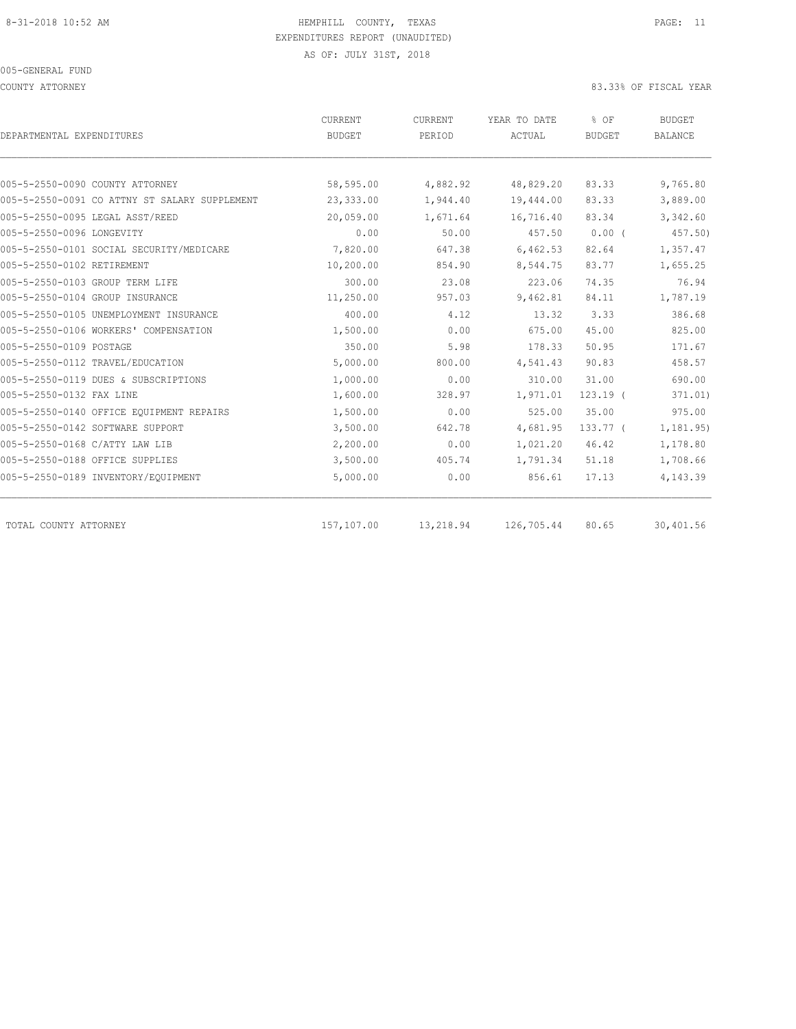HEMPHILL COUNTY, TEXAS
EXPENDITURES REPORT (UNAUDITED)
AS OF: JULY 31ST, 2018

005-GENERAL FUND

COUNTY ATTORNEY — 83.33% OF FISCAL YEAR

| DEPARTMENTAL EXPENDITURES | CURRENT BUDGET | CURRENT PERIOD | YEAR TO DATE ACTUAL | % OF BUDGET | BUDGET BALANCE |
|---|---|---|---|---|---|
| 005-5-2550-0090 COUNTY ATTORNEY | 58,595.00 | 4,882.92 | 48,829.20 | 83.33 | 9,765.80 |
| 005-5-2550-0091 CO ATTNY ST SALARY SUPPLEMENT | 23,333.00 | 1,944.40 | 19,444.00 | 83.33 | 3,889.00 |
| 005-5-2550-0095 LEGAL ASST/REED | 20,059.00 | 1,671.64 | 16,716.40 | 83.34 | 3,342.60 |
| 005-5-2550-0096 LONGEVITY | 0.00 | 50.00 | 457.50 | 0.00 ( | 457.50) |
| 005-5-2550-0101 SOCIAL SECURITY/MEDICARE | 7,820.00 | 647.38 | 6,462.53 | 82.64 | 1,357.47 |
| 005-5-2550-0102 RETIREMENT | 10,200.00 | 854.90 | 8,544.75 | 83.77 | 1,655.25 |
| 005-5-2550-0103 GROUP TERM LIFE | 300.00 | 23.08 | 223.06 | 74.35 | 76.94 |
| 005-5-2550-0104 GROUP INSURANCE | 11,250.00 | 957.03 | 9,462.81 | 84.11 | 1,787.19 |
| 005-5-2550-0105 UNEMPLOYMENT INSURANCE | 400.00 | 4.12 | 13.32 | 3.33 | 386.68 |
| 005-5-2550-0106 WORKERS' COMPENSATION | 1,500.00 | 0.00 | 675.00 | 45.00 | 825.00 |
| 005-5-2550-0109 POSTAGE | 350.00 | 5.98 | 178.33 | 50.95 | 171.67 |
| 005-5-2550-0112 TRAVEL/EDUCATION | 5,000.00 | 800.00 | 4,541.43 | 90.83 | 458.57 |
| 005-5-2550-0119 DUES & SUBSCRIPTIONS | 1,000.00 | 0.00 | 310.00 | 31.00 | 690.00 |
| 005-5-2550-0132 FAX LINE | 1,600.00 | 328.97 | 1,971.01 | 123.19 ( | 371.01) |
| 005-5-2550-0140 OFFICE EQUIPMENT REPAIRS | 1,500.00 | 0.00 | 525.00 | 35.00 | 975.00 |
| 005-5-2550-0142 SOFTWARE SUPPORT | 3,500.00 | 642.78 | 4,681.95 | 133.77 ( | 1,181.95) |
| 005-5-2550-0168 C/ATTY LAW LIB | 2,200.00 | 0.00 | 1,021.20 | 46.42 | 1,178.80 |
| 005-5-2550-0188 OFFICE SUPPLIES | 3,500.00 | 405.74 | 1,791.34 | 51.18 | 1,708.66 |
| 005-5-2550-0189 INVENTORY/EQUIPMENT | 5,000.00 | 0.00 | 856.61 | 17.13 | 4,143.39 |
| TOTAL COUNTY ATTORNEY | 157,107.00 | 13,218.94 | 126,705.44 | 80.65 | 30,401.56 |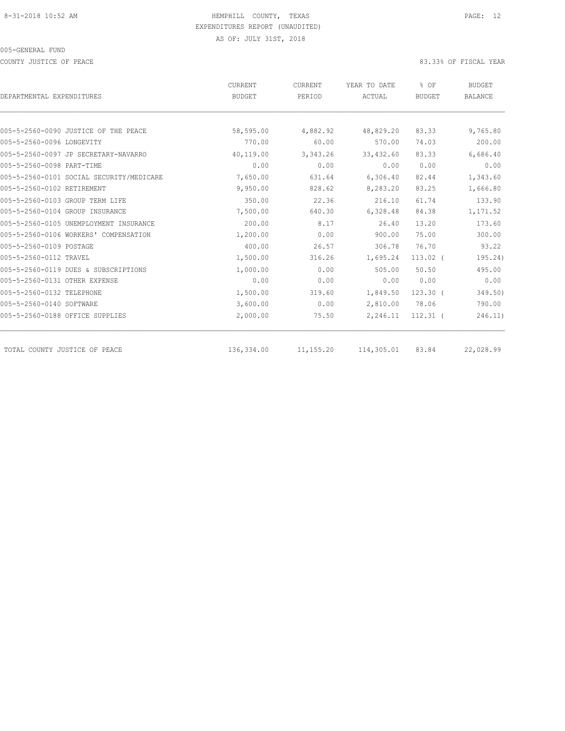HEMPHILL COUNTY, TEXAS
EXPENDITURES REPORT (UNAUDITED)
AS OF: JULY 31ST, 2018

005-GENERAL FUND

COUNTY JUSTICE OF PEACE — 83.33% OF FISCAL YEAR

| DEPARTMENTAL EXPENDITURES | CURRENT BUDGET | CURRENT PERIOD | YEAR TO DATE ACTUAL | % OF BUDGET | BUDGET BALANCE |
|---|---|---|---|---|---|
| 005-5-2560-0090 JUSTICE OF THE PEACE | 58,595.00 | 4,882.92 | 48,829.20 | 83.33 | 9,765.80 |
| 005-5-2560-0096 LONGEVITY | 770.00 | 60.00 | 570.00 | 74.03 | 200.00 |
| 005-5-2560-0097 JP SECRETARY-NAVARRO | 40,119.00 | 3,343.26 | 33,432.60 | 83.33 | 6,686.40 |
| 005-5-2560-0098 PART-TIME | 0.00 | 0.00 | 0.00 | 0.00 | 0.00 |
| 005-5-2560-0101 SOCIAL SECURITY/MEDICARE | 7,650.00 | 631.64 | 6,306.40 | 82.44 | 1,343.60 |
| 005-5-2560-0102 RETIREMENT | 9,950.00 | 828.62 | 8,283.20 | 83.25 | 1,666.80 |
| 005-5-2560-0103 GROUP TERM LIFE | 350.00 | 22.36 | 216.10 | 61.74 | 133.90 |
| 005-5-2560-0104 GROUP INSURANCE | 7,500.00 | 640.30 | 6,328.48 | 84.38 | 1,171.52 |
| 005-5-2560-0105 UNEMPLOYMENT INSURANCE | 200.00 | 8.17 | 26.40 | 13.20 | 173.60 |
| 005-5-2560-0106 WORKERS' COMPENSATION | 1,200.00 | 0.00 | 900.00 | 75.00 | 300.00 |
| 005-5-2560-0109 POSTAGE | 400.00 | 26.57 | 306.78 | 76.70 | 93.22 |
| 005-5-2560-0112 TRAVEL | 1,500.00 | 316.26 | 1,695.24 | 113.02 | ( 195.24) |
| 005-5-2560-0119 DUES & SUBSCRIPTIONS | 1,000.00 | 0.00 | 505.00 | 50.50 | 495.00 |
| 005-5-2560-0131 OTHER EXPENSE | 0.00 | 0.00 | 0.00 | 0.00 | 0.00 |
| 005-5-2560-0132 TELEPHONE | 1,500.00 | 319.60 | 1,849.50 | 123.30 | ( 349.50) |
| 005-5-2560-0140 SOFTWARE | 3,600.00 | 0.00 | 2,810.00 | 78.06 | 790.00 |
| 005-5-2560-0188 OFFICE SUPPLIES | 2,000.00 | 75.50 | 2,246.11 | 112.31 | ( 246.11) |
| TOTAL COUNTY JUSTICE OF PEACE | 136,334.00 | 11,155.20 | 114,305.01 | 83.84 | 22,028.99 |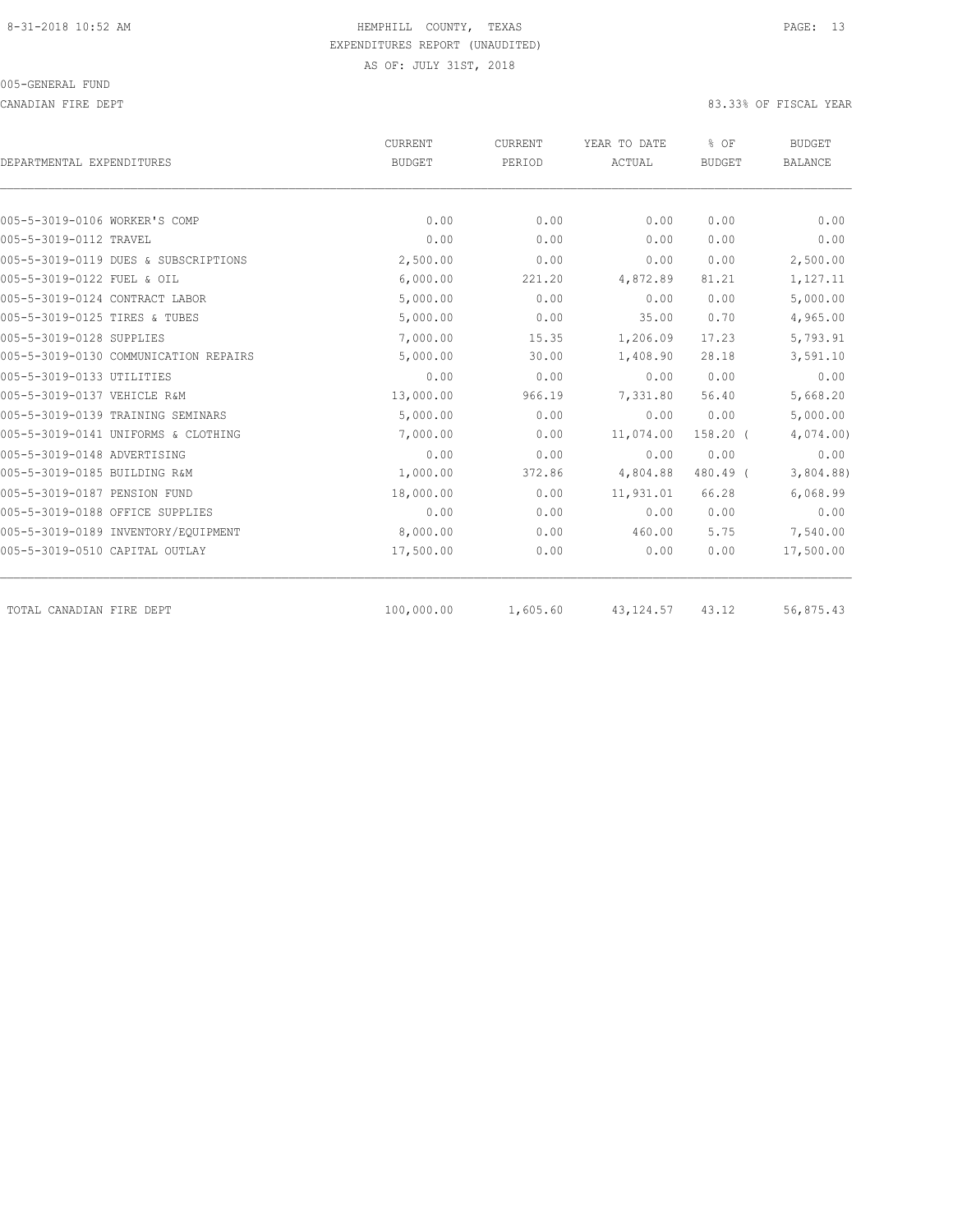HEMPHILL COUNTY, TEXAS
EXPENDITURES REPORT (UNAUDITED)
AS OF: JULY 31ST, 2018

005-GENERAL FUND

CANADIAN FIRE DEPT

83.33% OF FISCAL YEAR

| DEPARTMENTAL EXPENDITURES | CURRENT BUDGET | CURRENT PERIOD | YEAR TO DATE ACTUAL | % OF BUDGET | BUDGET BALANCE |
|---|---|---|---|---|---|
| 005-5-3019-0106 WORKER'S COMP | 0.00 | 0.00 | 0.00 | 0.00 | 0.00 |
| 005-5-3019-0112 TRAVEL | 0.00 | 0.00 | 0.00 | 0.00 | 0.00 |
| 005-5-3019-0119 DUES & SUBSCRIPTIONS | 2,500.00 | 0.00 | 0.00 | 0.00 | 2,500.00 |
| 005-5-3019-0122 FUEL & OIL | 6,000.00 | 221.20 | 4,872.89 | 81.21 | 1,127.11 |
| 005-5-3019-0124 CONTRACT LABOR | 5,000.00 | 0.00 | 0.00 | 0.00 | 5,000.00 |
| 005-5-3019-0125 TIRES & TUBES | 5,000.00 | 0.00 | 35.00 | 0.70 | 4,965.00 |
| 005-5-3019-0128 SUPPLIES | 7,000.00 | 15.35 | 1,206.09 | 17.23 | 5,793.91 |
| 005-5-3019-0130 COMMUNICATION REPAIRS | 5,000.00 | 30.00 | 1,408.90 | 28.18 | 3,591.10 |
| 005-5-3019-0133 UTILITIES | 0.00 | 0.00 | 0.00 | 0.00 | 0.00 |
| 005-5-3019-0137 VEHICLE R&M | 13,000.00 | 966.19 | 7,331.80 | 56.40 | 5,668.20 |
| 005-5-3019-0139 TRAINING SEMINARS | 5,000.00 | 0.00 | 0.00 | 0.00 | 5,000.00 |
| 005-5-3019-0141 UNIFORMS & CLOTHING | 7,000.00 | 0.00 | 11,074.00 | 158.20 | ( 4,074.00) |
| 005-5-3019-0148 ADVERTISING | 0.00 | 0.00 | 0.00 | 0.00 | 0.00 |
| 005-5-3019-0185 BUILDING R&M | 1,000.00 | 372.86 | 4,804.88 | 480.49 | ( 3,804.88) |
| 005-5-3019-0187 PENSION FUND | 18,000.00 | 0.00 | 11,931.01 | 66.28 | 6,068.99 |
| 005-5-3019-0188 OFFICE SUPPLIES | 0.00 | 0.00 | 0.00 | 0.00 | 0.00 |
| 005-5-3019-0189 INVENTORY/EQUIPMENT | 8,000.00 | 0.00 | 460.00 | 5.75 | 7,540.00 |
| 005-5-3019-0510 CAPITAL OUTLAY | 17,500.00 | 0.00 | 0.00 | 0.00 | 17,500.00 |
| TOTAL CANADIAN FIRE DEPT | 100,000.00 | 1,605.60 | 43,124.57 | 43.12 | 56,875.43 |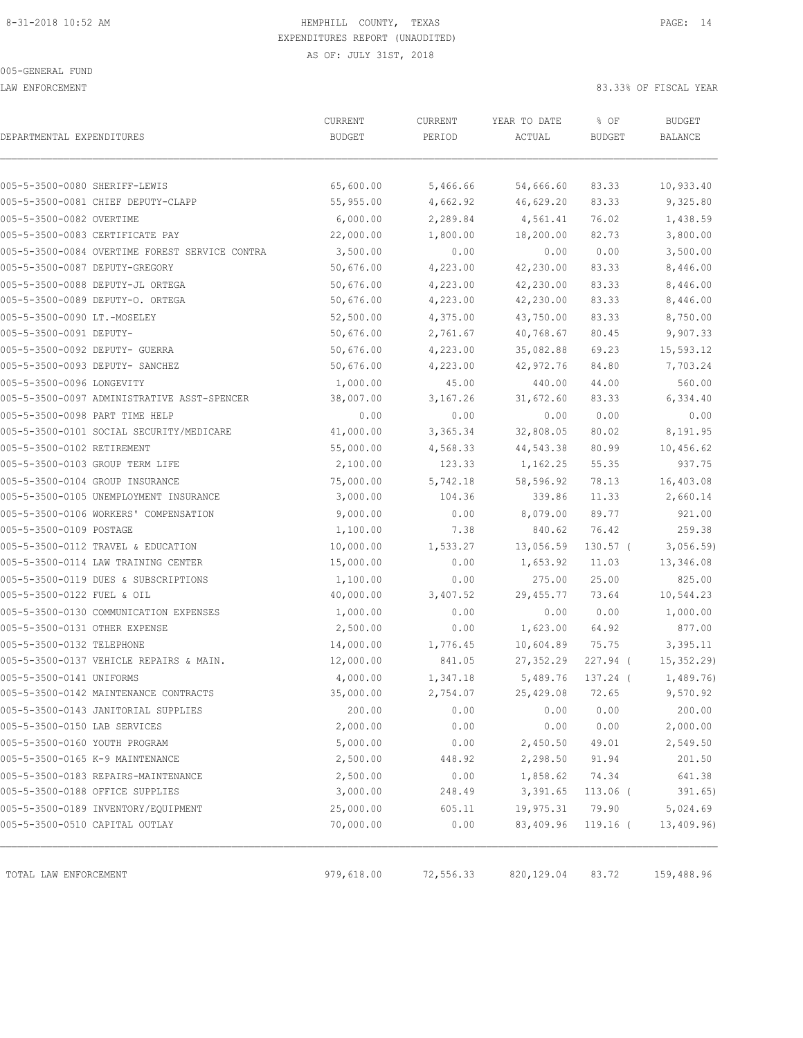8-31-2018 10:52 AM

# HEMPHILL COUNTY, TEXAS
## EXPENDITURES REPORT (UNAUDITED)
AS OF: JULY 31ST, 2018

005-GENERAL FUND

LAW ENFORCEMENT

83.33% OF FISCAL YEAR

| DEPARTMENTAL EXPENDITURES | CURRENT BUDGET | CURRENT PERIOD | YEAR TO DATE ACTUAL | % OF BUDGET | BUDGET BALANCE |
|---|---|---|---|---|---|
| 005-5-3500-0080 SHERIFF-LEWIS | 65,600.00 | 5,466.66 | 54,666.60 | 83.33 | 10,933.40 |
| 005-5-3500-0081 CHIEF DEPUTY-CLAPP | 55,955.00 | 4,662.92 | 46,629.20 | 83.33 | 9,325.80 |
| 005-5-3500-0082 OVERTIME | 6,000.00 | 2,289.84 | 4,561.41 | 76.02 | 1,438.59 |
| 005-5-3500-0083 CERTIFICATE PAY | 22,000.00 | 1,800.00 | 18,200.00 | 82.73 | 3,800.00 |
| 005-5-3500-0084 OVERTIME FOREST SERVICE CONTRA | 3,500.00 | 0.00 | 0.00 | 0.00 | 3,500.00 |
| 005-5-3500-0087 DEPUTY-GREGORY | 50,676.00 | 4,223.00 | 42,230.00 | 83.33 | 8,446.00 |
| 005-5-3500-0088 DEPUTY-JL ORTEGA | 50,676.00 | 4,223.00 | 42,230.00 | 83.33 | 8,446.00 |
| 005-5-3500-0089 DEPUTY-O. ORTEGA | 50,676.00 | 4,223.00 | 42,230.00 | 83.33 | 8,446.00 |
| 005-5-3500-0090 LT.-MOSELEY | 52,500.00 | 4,375.00 | 43,750.00 | 83.33 | 8,750.00 |
| 005-5-3500-0091 DEPUTY- | 50,676.00 | 2,761.67 | 40,768.67 | 80.45 | 9,907.33 |
| 005-5-3500-0092 DEPUTY- GUERRA | 50,676.00 | 4,223.00 | 35,082.88 | 69.23 | 15,593.12 |
| 005-5-3500-0093 DEPUTY- SANCHEZ | 50,676.00 | 4,223.00 | 42,972.76 | 84.80 | 7,703.24 |
| 005-5-3500-0096 LONGEVITY | 1,000.00 | 45.00 | 440.00 | 44.00 | 560.00 |
| 005-5-3500-0097 ADMINISTRATIVE ASST-SPENCER | 38,007.00 | 3,167.26 | 31,672.60 | 83.33 | 6,334.40 |
| 005-5-3500-0098 PART TIME HELP | 0.00 | 0.00 | 0.00 | 0.00 | 0.00 |
| 005-5-3500-0101 SOCIAL SECURITY/MEDICARE | 41,000.00 | 3,365.34 | 32,808.05 | 80.02 | 8,191.95 |
| 005-5-3500-0102 RETIREMENT | 55,000.00 | 4,568.33 | 44,543.38 | 80.99 | 10,456.62 |
| 005-5-3500-0103 GROUP TERM LIFE | 2,100.00 | 123.33 | 1,162.25 | 55.35 | 937.75 |
| 005-5-3500-0104 GROUP INSURANCE | 75,000.00 | 5,742.18 | 58,596.92 | 78.13 | 16,403.08 |
| 005-5-3500-0105 UNEMPLOYMENT INSURANCE | 3,000.00 | 104.36 | 339.86 | 11.33 | 2,660.14 |
| 005-5-3500-0106 WORKERS' COMPENSATION | 9,000.00 | 0.00 | 8,079.00 | 89.77 | 921.00 |
| 005-5-3500-0109 POSTAGE | 1,100.00 | 7.38 | 840.62 | 76.42 | 259.38 |
| 005-5-3500-0112 TRAVEL & EDUCATION | 10,000.00 | 1,533.27 | 13,056.59 | 130.57 ( | 3,056.59) |
| 005-5-3500-0114 LAW TRAINING CENTER | 15,000.00 | 0.00 | 1,653.92 | 11.03 | 13,346.08 |
| 005-5-3500-0119 DUES & SUBSCRIPTIONS | 1,100.00 | 0.00 | 275.00 | 25.00 | 825.00 |
| 005-5-3500-0122 FUEL & OIL | 40,000.00 | 3,407.52 | 29,455.77 | 73.64 | 10,544.23 |
| 005-5-3500-0130 COMMUNICATION EXPENSES | 1,000.00 | 0.00 | 0.00 | 0.00 | 1,000.00 |
| 005-5-3500-0131 OTHER EXPENSE | 2,500.00 | 0.00 | 1,623.00 | 64.92 | 877.00 |
| 005-5-3500-0132 TELEPHONE | 14,000.00 | 1,776.45 | 10,604.89 | 75.75 | 3,395.11 |
| 005-5-3500-0137 VEHICLE REPAIRS & MAIN. | 12,000.00 | 841.05 | 27,352.29 | 227.94 ( | 15,352.29) |
| 005-5-3500-0141 UNIFORMS | 4,000.00 | 1,347.18 | 5,489.76 | 137.24 ( | 1,489.76) |
| 005-5-3500-0142 MAINTENANCE CONTRACTS | 35,000.00 | 2,754.07 | 25,429.08 | 72.65 | 9,570.92 |
| 005-5-3500-0143 JANITORIAL SUPPLIES | 200.00 | 0.00 | 0.00 | 0.00 | 200.00 |
| 005-5-3500-0150 LAB SERVICES | 2,000.00 | 0.00 | 0.00 | 0.00 | 2,000.00 |
| 005-5-3500-0160 YOUTH PROGRAM | 5,000.00 | 0.00 | 2,450.50 | 49.01 | 2,549.50 |
| 005-5-3500-0165 K-9 MAINTENANCE | 2,500.00 | 448.92 | 2,298.50 | 91.94 | 201.50 |
| 005-5-3500-0183 REPAIRS-MAINTENANCE | 2,500.00 | 0.00 | 1,858.62 | 74.34 | 641.38 |
| 005-5-3500-0188 OFFICE SUPPLIES | 3,000.00 | 248.49 | 3,391.65 | 113.06 ( | 391.65) |
| 005-5-3500-0189 INVENTORY/EQUIPMENT | 25,000.00 | 605.11 | 19,975.31 | 79.90 | 5,024.69 |
| 005-5-3500-0510 CAPITAL OUTLAY | 70,000.00 | 0.00 | 83,409.96 | 119.16 ( | 13,409.96) |
| TOTAL LAW ENFORCEMENT | 979,618.00 | 72,556.33 | 820,129.04 | 83.72 | 159,488.96 |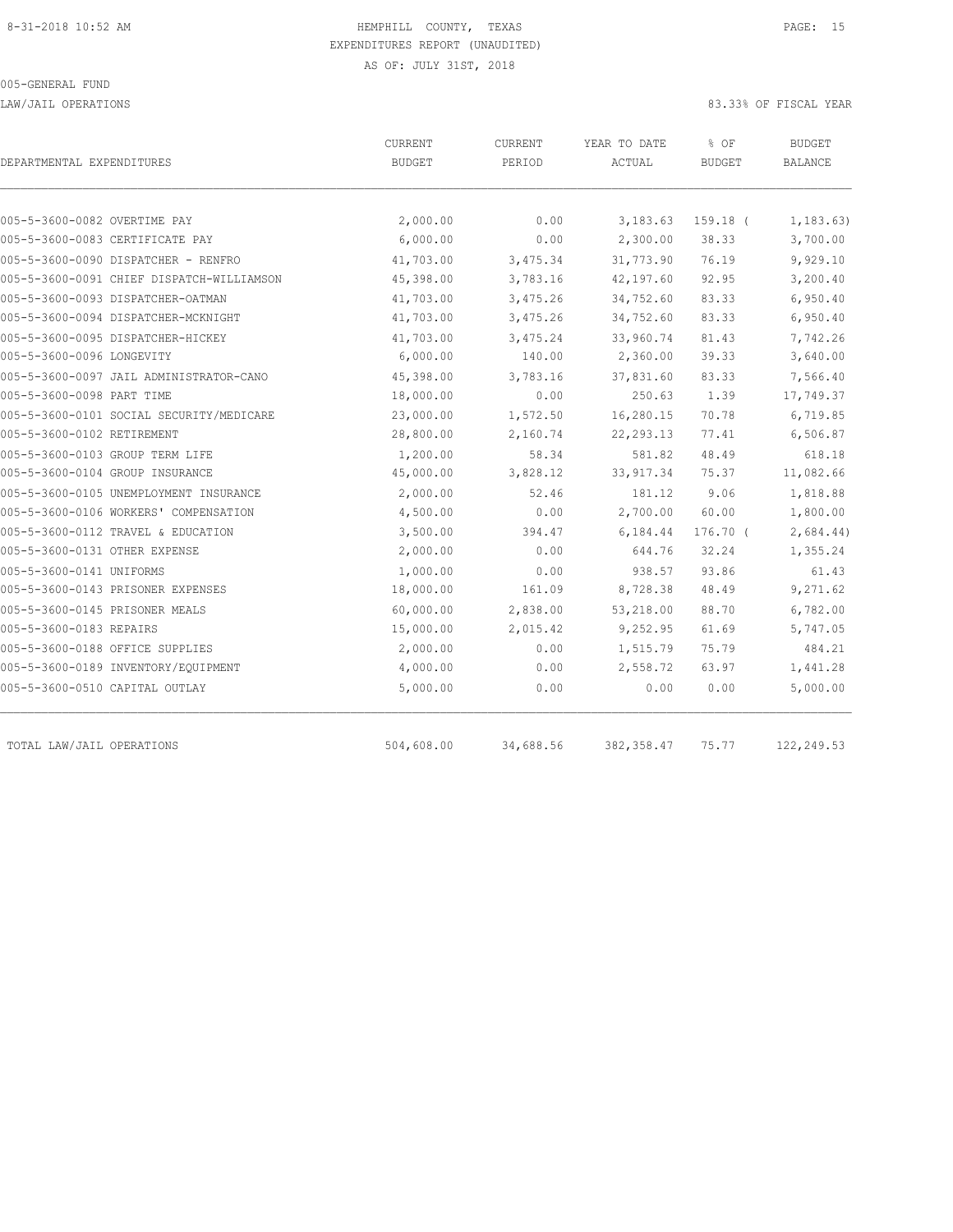8-31-2018 10:52 AM HEMPHILL COUNTY, TEXAS PAGE: 15

EXPENDITURES REPORT (UNAUDITED)

AS OF: JULY 31ST, 2018

005-GENERAL FUND

LAW/JAIL OPERATIONS 83.33% OF FISCAL YEAR

| DEPARTMENTAL EXPENDITURES | CURRENT BUDGET | CURRENT PERIOD | YEAR TO DATE ACTUAL | % OF BUDGET | BUDGET BALANCE |
|---|---|---|---|---|---|
| 005-5-3600-0082 OVERTIME PAY | 2,000.00 | 0.00 | 3,183.63 | 159.18 ( | 1,183.63) |
| 005-5-3600-0083 CERTIFICATE PAY | 6,000.00 | 0.00 | 2,300.00 | 38.33 | 3,700.00 |
| 005-5-3600-0090 DISPATCHER - RENFRO | 41,703.00 | 3,475.34 | 31,773.90 | 76.19 | 9,929.10 |
| 005-5-3600-0091 CHIEF DISPATCH-WILLIAMSON | 45,398.00 | 3,783.16 | 42,197.60 | 92.95 | 3,200.40 |
| 005-5-3600-0093 DISPATCHER-OATMAN | 41,703.00 | 3,475.26 | 34,752.60 | 83.33 | 6,950.40 |
| 005-5-3600-0094 DISPATCHER-MCKNIGHT | 41,703.00 | 3,475.26 | 34,752.60 | 83.33 | 6,950.40 |
| 005-5-3600-0095 DISPATCHER-HICKEY | 41,703.00 | 3,475.24 | 33,960.74 | 81.43 | 7,742.26 |
| 005-5-3600-0096 LONGEVITY | 6,000.00 | 140.00 | 2,360.00 | 39.33 | 3,640.00 |
| 005-5-3600-0097 JAIL ADMINISTRATOR-CANO | 45,398.00 | 3,783.16 | 37,831.60 | 83.33 | 7,566.40 |
| 005-5-3600-0098 PART TIME | 18,000.00 | 0.00 | 250.63 | 1.39 | 17,749.37 |
| 005-5-3600-0101 SOCIAL SECURITY/MEDICARE | 23,000.00 | 1,572.50 | 16,280.15 | 70.78 | 6,719.85 |
| 005-5-3600-0102 RETIREMENT | 28,800.00 | 2,160.74 | 22,293.13 | 77.41 | 6,506.87 |
| 005-5-3600-0103 GROUP TERM LIFE | 1,200.00 | 58.34 | 581.82 | 48.49 | 618.18 |
| 005-5-3600-0104 GROUP INSURANCE | 45,000.00 | 3,828.12 | 33,917.34 | 75.37 | 11,082.66 |
| 005-5-3600-0105 UNEMPLOYMENT INSURANCE | 2,000.00 | 52.46 | 181.12 | 9.06 | 1,818.88 |
| 005-5-3600-0106 WORKERS' COMPENSATION | 4,500.00 | 0.00 | 2,700.00 | 60.00 | 1,800.00 |
| 005-5-3600-0112 TRAVEL & EDUCATION | 3,500.00 | 394.47 | 6,184.44 | 176.70 ( | 2,684.44) |
| 005-5-3600-0131 OTHER EXPENSE | 2,000.00 | 0.00 | 644.76 | 32.24 | 1,355.24 |
| 005-5-3600-0141 UNIFORMS | 1,000.00 | 0.00 | 938.57 | 93.86 | 61.43 |
| 005-5-3600-0143 PRISONER EXPENSES | 18,000.00 | 161.09 | 8,728.38 | 48.49 | 9,271.62 |
| 005-5-3600-0145 PRISONER MEALS | 60,000.00 | 2,838.00 | 53,218.00 | 88.70 | 6,782.00 |
| 005-5-3600-0183 REPAIRS | 15,000.00 | 2,015.42 | 9,252.95 | 61.69 | 5,747.05 |
| 005-5-3600-0188 OFFICE SUPPLIES | 2,000.00 | 0.00 | 1,515.79 | 75.79 | 484.21 |
| 005-5-3600-0189 INVENTORY/EQUIPMENT | 4,000.00 | 0.00 | 2,558.72 | 63.97 | 1,441.28 |
| 005-5-3600-0510 CAPITAL OUTLAY | 5,000.00 | 0.00 | 0.00 | 0.00 | 5,000.00 |
| TOTAL LAW/JAIL OPERATIONS | 504,608.00 | 34,688.56 | 382,358.47 | 75.77 | 122,249.53 |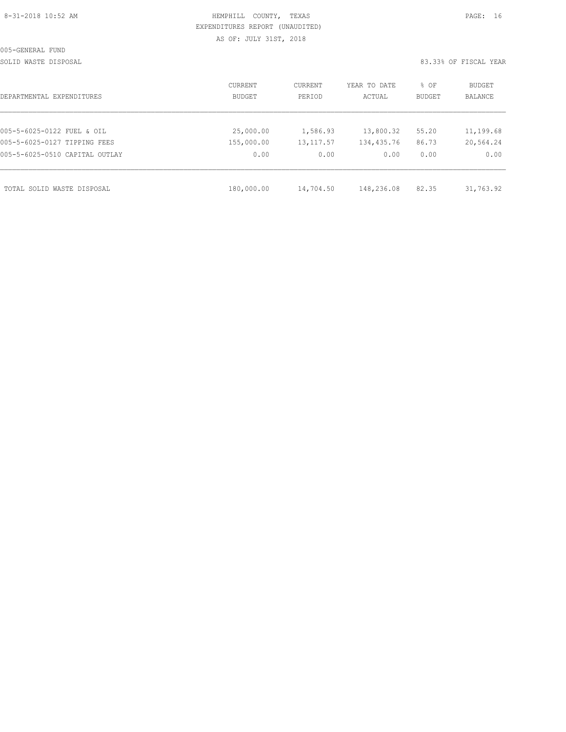HEMPHILL COUNTY, TEXAS
EXPENDITURES REPORT (UNAUDITED)
AS OF: JULY 31ST, 2018

005-GENERAL FUND

SOLID WASTE DISPOSAL

83.33% OF FISCAL YEAR

| DEPARTMENTAL EXPENDITURES | CURRENT BUDGET | CURRENT PERIOD | YEAR TO DATE ACTUAL | % OF BUDGET | BUDGET BALANCE |
|---|---|---|---|---|---|
| 005-5-6025-0122 FUEL & OIL | 25,000.00 | 1,586.93 | 13,800.32 | 55.20 | 11,199.68 |
| 005-5-6025-0127 TIPPING FEES | 155,000.00 | 13,117.57 | 134,435.76 | 86.73 | 20,564.24 |
| 005-5-6025-0510 CAPITAL OUTLAY | 0.00 | 0.00 | 0.00 | 0.00 | 0.00 |
| TOTAL SOLID WASTE DISPOSAL | 180,000.00 | 14,704.50 | 148,236.08 | 82.35 | 31,763.92 |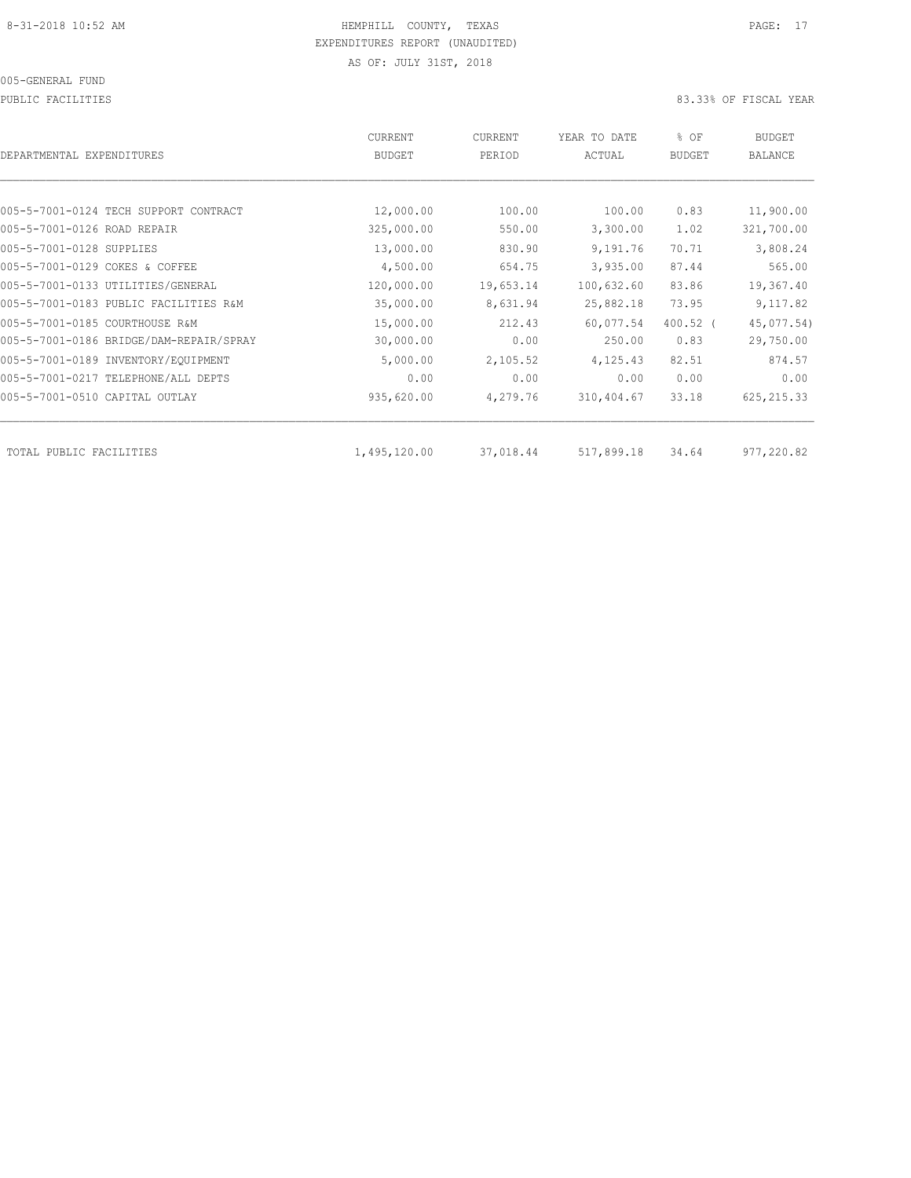HEMPHILL COUNTY, TEXAS
EXPENDITURES REPORT (UNAUDITED)
AS OF: JULY 31ST, 2018

005-GENERAL FUND

PUBLIC FACILITIES

83.33% OF FISCAL YEAR

| DEPARTMENTAL EXPENDITURES | CURRENT BUDGET | CURRENT PERIOD | YEAR TO DATE ACTUAL | % OF BUDGET | BUDGET BALANCE |
|---|---|---|---|---|---|
| 005-5-7001-0124 TECH SUPPORT CONTRACT | 12,000.00 | 100.00 | 100.00 | 0.83 | 11,900.00 |
| 005-5-7001-0126 ROAD REPAIR | 325,000.00 | 550.00 | 3,300.00 | 1.02 | 321,700.00 |
| 005-5-7001-0128 SUPPLIES | 13,000.00 | 830.90 | 9,191.76 | 70.71 | 3,808.24 |
| 005-5-7001-0129 COKES & COFFEE | 4,500.00 | 654.75 | 3,935.00 | 87.44 | 565.00 |
| 005-5-7001-0133 UTILITIES/GENERAL | 120,000.00 | 19,653.14 | 100,632.60 | 83.86 | 19,367.40 |
| 005-5-7001-0183 PUBLIC FACILITIES R&M | 35,000.00 | 8,631.94 | 25,882.18 | 73.95 | 9,117.82 |
| 005-5-7001-0185 COURTHOUSE R&M | 15,000.00 | 212.43 | 60,077.54 | 400.52 | ( 45,077.54) |
| 005-5-7001-0186 BRIDGE/DAM-REPAIR/SPRAY | 30,000.00 | 0.00 | 250.00 | 0.83 | 29,750.00 |
| 005-5-7001-0189 INVENTORY/EQUIPMENT | 5,000.00 | 2,105.52 | 4,125.43 | 82.51 | 874.57 |
| 005-5-7001-0217 TELEPHONE/ALL DEPTS | 0.00 | 0.00 | 0.00 | 0.00 | 0.00 |
| 005-5-7001-0510 CAPITAL OUTLAY | 935,620.00 | 4,279.76 | 310,404.67 | 33.18 | 625,215.33 |
| TOTAL PUBLIC FACILITIES | 1,495,120.00 | 37,018.44 | 517,899.18 | 34.64 | 977,220.82 |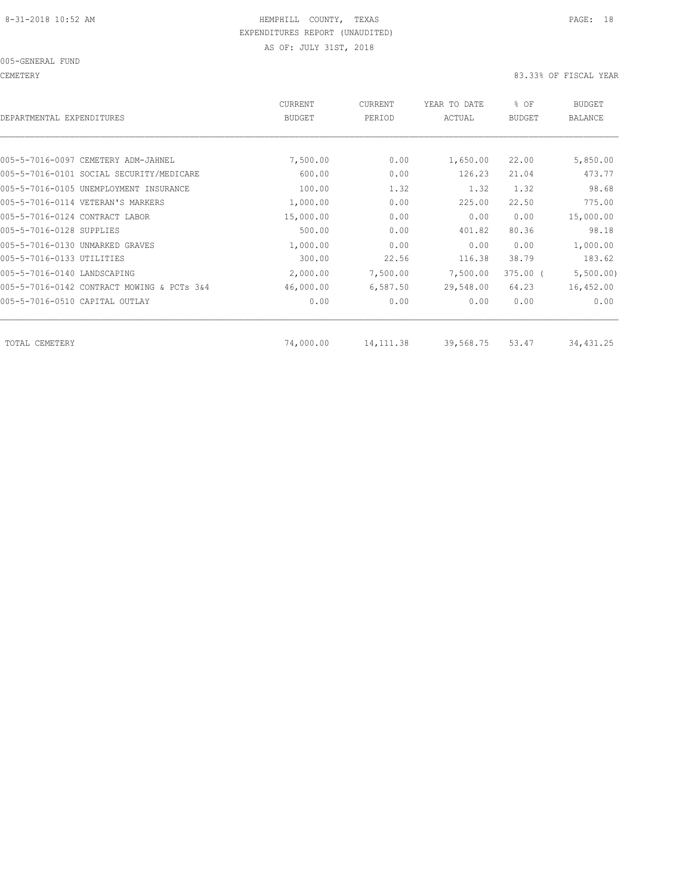HEMPHILL COUNTY, TEXAS
EXPENDITURES REPORT (UNAUDITED)
AS OF: JULY 31ST, 2018

005-GENERAL FUND

CEMETERY — 83.33% OF FISCAL YEAR

| DEPARTMENTAL EXPENDITURES | CURRENT BUDGET | CURRENT PERIOD | YEAR TO DATE ACTUAL | % OF BUDGET | BUDGET BALANCE |
|---|---|---|---|---|---|
| 005-5-7016-0097 CEMETERY ADM-JAHNEL | 7,500.00 | 0.00 | 1,650.00 | 22.00 | 5,850.00 |
| 005-5-7016-0101 SOCIAL SECURITY/MEDICARE | 600.00 | 0.00 | 126.23 | 21.04 | 473.77 |
| 005-5-7016-0105 UNEMPLOYMENT INSURANCE | 100.00 | 1.32 | 1.32 | 1.32 | 98.68 |
| 005-5-7016-0114 VETERAN'S MARKERS | 1,000.00 | 0.00 | 225.00 | 22.50 | 775.00 |
| 005-5-7016-0124 CONTRACT LABOR | 15,000.00 | 0.00 | 0.00 | 0.00 | 15,000.00 |
| 005-5-7016-0128 SUPPLIES | 500.00 | 0.00 | 401.82 | 80.36 | 98.18 |
| 005-5-7016-0130 UNMARKED GRAVES | 1,000.00 | 0.00 | 0.00 | 0.00 | 1,000.00 |
| 005-5-7016-0133 UTILITIES | 300.00 | 22.56 | 116.38 | 38.79 | 183.62 |
| 005-5-7016-0140 LANDSCAPING | 2,000.00 | 7,500.00 | 7,500.00 | 375.00 ( | 5,500.00) |
| 005-5-7016-0142 CONTRACT MOWING & PCTs 3&4 | 46,000.00 | 6,587.50 | 29,548.00 | 64.23 | 16,452.00 |
| 005-5-7016-0510 CAPITAL OUTLAY | 0.00 | 0.00 | 0.00 | 0.00 | 0.00 |
| TOTAL CEMETERY | 74,000.00 | 14,111.38 | 39,568.75 | 53.47 | 34,431.25 |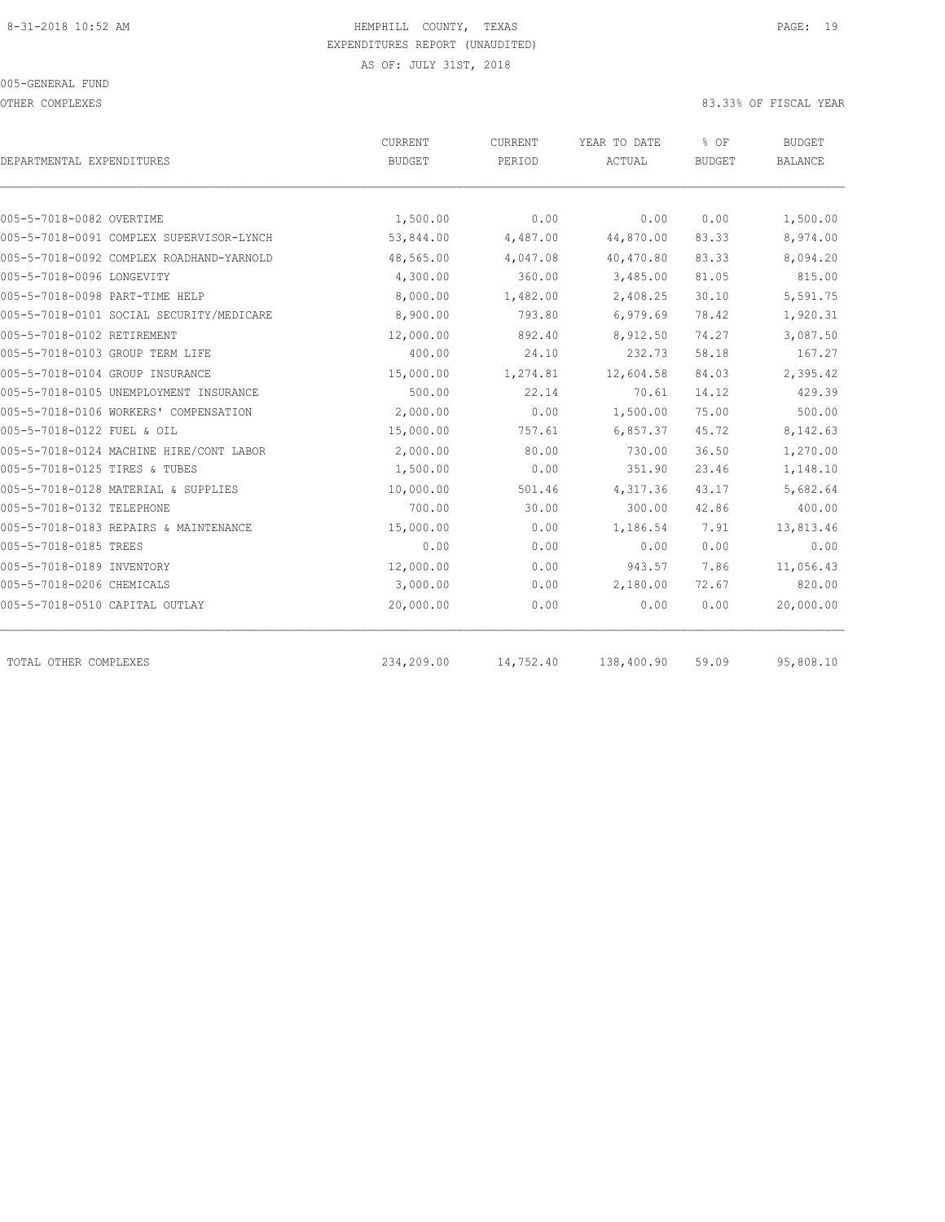HEMPHILL COUNTY, TEXAS
EXPENDITURES REPORT (UNAUDITED)
AS OF: JULY 31ST, 2018

005-GENERAL FUND

OTHER COMPLEXES

83.33% OF FISCAL YEAR

| DEPARTMENTAL EXPENDITURES | CURRENT BUDGET | CURRENT PERIOD | YEAR TO DATE ACTUAL | % OF BUDGET | BUDGET BALANCE |
|---|---|---|---|---|---|
| 005-5-7018-0082 OVERTIME | 1,500.00 | 0.00 | 0.00 | 0.00 | 1,500.00 |
| 005-5-7018-0091 COMPLEX SUPERVISOR-LYNCH | 53,844.00 | 4,487.00 | 44,870.00 | 83.33 | 8,974.00 |
| 005-5-7018-0092 COMPLEX ROADHAND-YARNOLD | 48,565.00 | 4,047.08 | 40,470.80 | 83.33 | 8,094.20 |
| 005-5-7018-0096 LONGEVITY | 4,300.00 | 360.00 | 3,485.00 | 81.05 | 815.00 |
| 005-5-7018-0098 PART-TIME HELP | 8,000.00 | 1,482.00 | 2,408.25 | 30.10 | 5,591.75 |
| 005-5-7018-0101 SOCIAL SECURITY/MEDICARE | 8,900.00 | 793.80 | 6,979.69 | 78.42 | 1,920.31 |
| 005-5-7018-0102 RETIREMENT | 12,000.00 | 892.40 | 8,912.50 | 74.27 | 3,087.50 |
| 005-5-7018-0103 GROUP TERM LIFE | 400.00 | 24.10 | 232.73 | 58.18 | 167.27 |
| 005-5-7018-0104 GROUP INSURANCE | 15,000.00 | 1,274.81 | 12,604.58 | 84.03 | 2,395.42 |
| 005-5-7018-0105 UNEMPLOYMENT INSURANCE | 500.00 | 22.14 | 70.61 | 14.12 | 429.39 |
| 005-5-7018-0106 WORKERS' COMPENSATION | 2,000.00 | 0.00 | 1,500.00 | 75.00 | 500.00 |
| 005-5-7018-0122 FUEL & OIL | 15,000.00 | 757.61 | 6,857.37 | 45.72 | 8,142.63 |
| 005-5-7018-0124 MACHINE HIRE/CONT LABOR | 2,000.00 | 80.00 | 730.00 | 36.50 | 1,270.00 |
| 005-5-7018-0125 TIRES & TUBES | 1,500.00 | 0.00 | 351.90 | 23.46 | 1,148.10 |
| 005-5-7018-0128 MATERIAL & SUPPLIES | 10,000.00 | 501.46 | 4,317.36 | 43.17 | 5,682.64 |
| 005-5-7018-0132 TELEPHONE | 700.00 | 30.00 | 300.00 | 42.86 | 400.00 |
| 005-5-7018-0183 REPAIRS & MAINTENANCE | 15,000.00 | 0.00 | 1,186.54 | 7.91 | 13,813.46 |
| 005-5-7018-0185 TREES | 0.00 | 0.00 | 0.00 | 0.00 | 0.00 |
| 005-5-7018-0189 INVENTORY | 12,000.00 | 0.00 | 943.57 | 7.86 | 11,056.43 |
| 005-5-7018-0206 CHEMICALS | 3,000.00 | 0.00 | 2,180.00 | 72.67 | 820.00 |
| 005-5-7018-0510 CAPITAL OUTLAY | 20,000.00 | 0.00 | 0.00 | 0.00 | 20,000.00 |
| TOTAL OTHER COMPLEXES | 234,209.00 | 14,752.40 | 138,400.90 | 59.09 | 95,808.10 |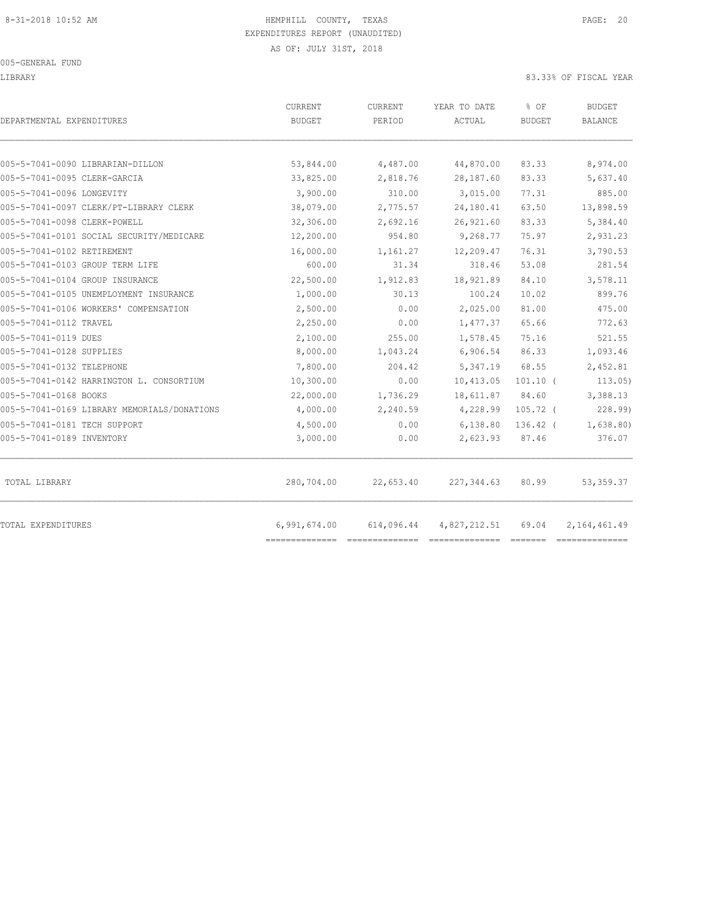HEMPHILL COUNTY, TEXAS
EXPENDITURES REPORT (UNAUDITED)
AS OF: JULY 31ST, 2018

005-GENERAL FUND

LIBRARY — 83.33% OF FISCAL YEAR

| DEPARTMENTAL EXPENDITURES | CURRENT BUDGET | CURRENT PERIOD | YEAR TO DATE ACTUAL | % OF BUDGET | BUDGET BALANCE |
|---|---|---|---|---|---|
| 005-5-7041-0090 LIBRARIAN-DILLON | 53,844.00 | 4,487.00 | 44,870.00 | 83.33 | 8,974.00 |
| 005-5-7041-0095 CLERK-GARCIA | 33,825.00 | 2,818.76 | 28,187.60 | 83.33 | 5,637.40 |
| 005-5-7041-0096 LONGEVITY | 3,900.00 | 310.00 | 3,015.00 | 77.31 | 885.00 |
| 005-5-7041-0097 CLERK/PT-LIBRARY CLERK | 38,079.00 | 2,775.57 | 24,180.41 | 63.50 | 13,898.59 |
| 005-5-7041-0098 CLERK-POWELL | 32,306.00 | 2,692.16 | 26,921.60 | 83.33 | 5,384.40 |
| 005-5-7041-0101 SOCIAL SECURITY/MEDICARE | 12,200.00 | 954.80 | 9,268.77 | 75.97 | 2,931.23 |
| 005-5-7041-0102 RETIREMENT | 16,000.00 | 1,161.27 | 12,209.47 | 76.31 | 3,790.53 |
| 005-5-7041-0103 GROUP TERM LIFE | 600.00 | 31.34 | 318.46 | 53.08 | 281.54 |
| 005-5-7041-0104 GROUP INSURANCE | 22,500.00 | 1,912.83 | 18,921.89 | 84.10 | 3,578.11 |
| 005-5-7041-0105 UNEMPLOYMENT INSURANCE | 1,000.00 | 30.13 | 100.24 | 10.02 | 899.76 |
| 005-5-7041-0106 WORKERS' COMPENSATION | 2,500.00 | 0.00 | 2,025.00 | 81.00 | 475.00 |
| 005-5-7041-0112 TRAVEL | 2,250.00 | 0.00 | 1,477.37 | 65.66 | 772.63 |
| 005-5-7041-0119 DUES | 2,100.00 | 255.00 | 1,578.45 | 75.16 | 521.55 |
| 005-5-7041-0128 SUPPLIES | 8,000.00 | 1,043.24 | 6,906.54 | 86.33 | 1,093.46 |
| 005-5-7041-0132 TELEPHONE | 7,800.00 | 204.42 | 5,347.19 | 68.55 | 2,452.81 |
| 005-5-7041-0142 HARRINGTON L. CONSORTIUM | 10,300.00 | 0.00 | 10,413.05 | 101.10 | ( 113.05) |
| 005-5-7041-0168 BOOKS | 22,000.00 | 1,736.29 | 18,611.87 | 84.60 | 3,388.13 |
| 005-5-7041-0169 LIBRARY MEMORIALS/DONATIONS | 4,000.00 | 2,240.59 | 4,228.99 | 105.72 | ( 228.99) |
| 005-5-7041-0181 TECH SUPPORT | 4,500.00 | 0.00 | 6,138.80 | 136.42 | ( 1,638.80) |
| 005-5-7041-0189 INVENTORY | 3,000.00 | 0.00 | 2,623.93 | 87.46 | 376.07 |
| TOTAL LIBRARY | 280,704.00 | 22,653.40 | 227,344.63 | 80.99 | 53,359.37 |
| TOTAL EXPENDITURES | 6,991,674.00 | 614,096.44 | 4,827,212.51 | 69.04 | 2,164,461.49 |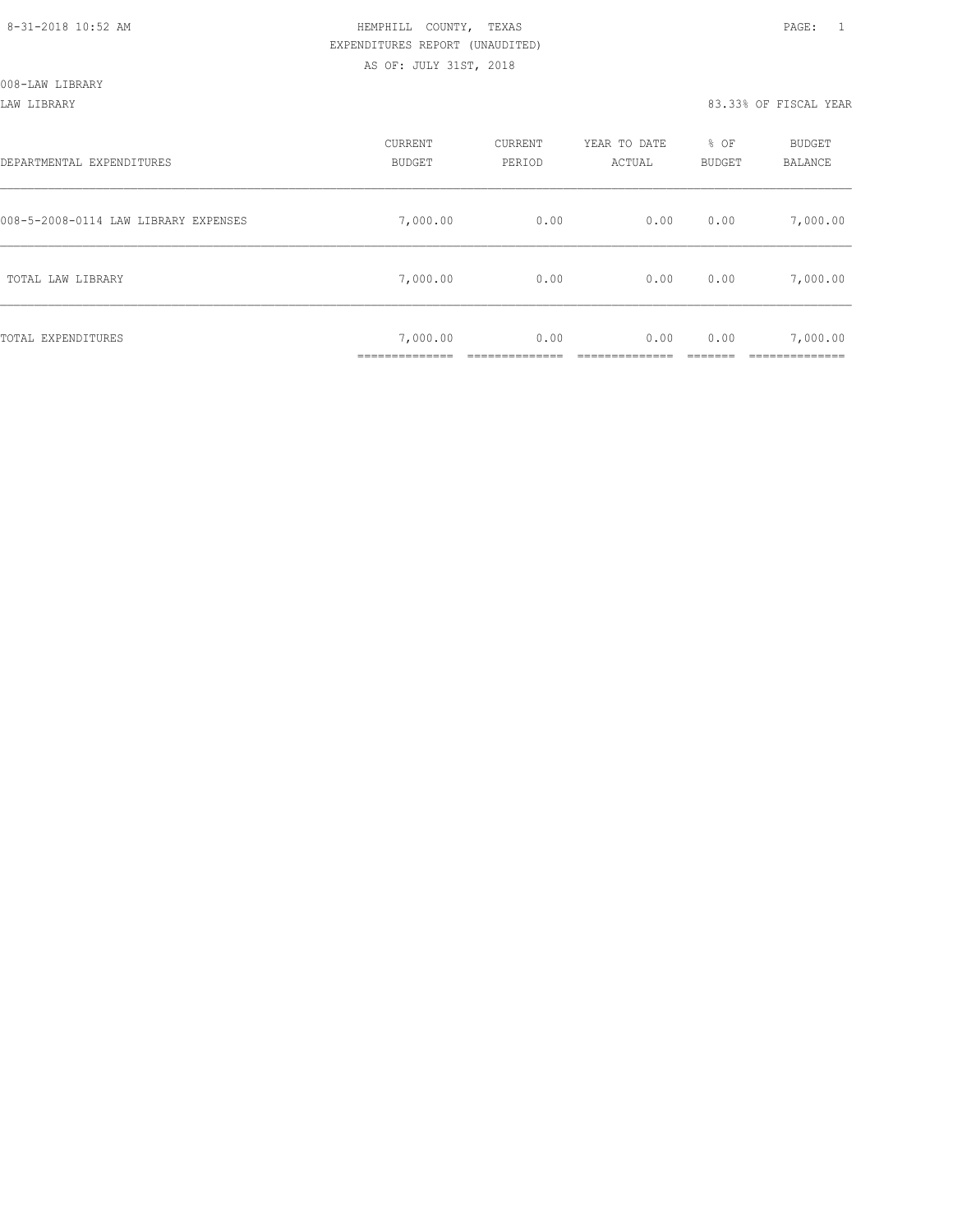HEMPHILL COUNTY, TEXAS
EXPENDITURES REPORT (UNAUDITED)
AS OF: JULY 31ST, 2018

008-LAW LIBRARY

LAW LIBRARY — 83.33% OF FISCAL YEAR

| DEPARTMENTAL EXPENDITURES | CURRENT BUDGET | CURRENT PERIOD | YEAR TO DATE ACTUAL | % OF BUDGET | BUDGET BALANCE |
|---|---|---|---|---|---|
| 008-5-2008-0114 LAW LIBRARY EXPENSES | 7,000.00 | 0.00 | 0.00 | 0.00 | 7,000.00 |
| TOTAL LAW LIBRARY | 7,000.00 | 0.00 | 0.00 | 0.00 | 7,000.00 |
| TOTAL EXPENDITURES | 7,000.00 | 0.00 | 0.00 | 0.00 | 7,000.00 |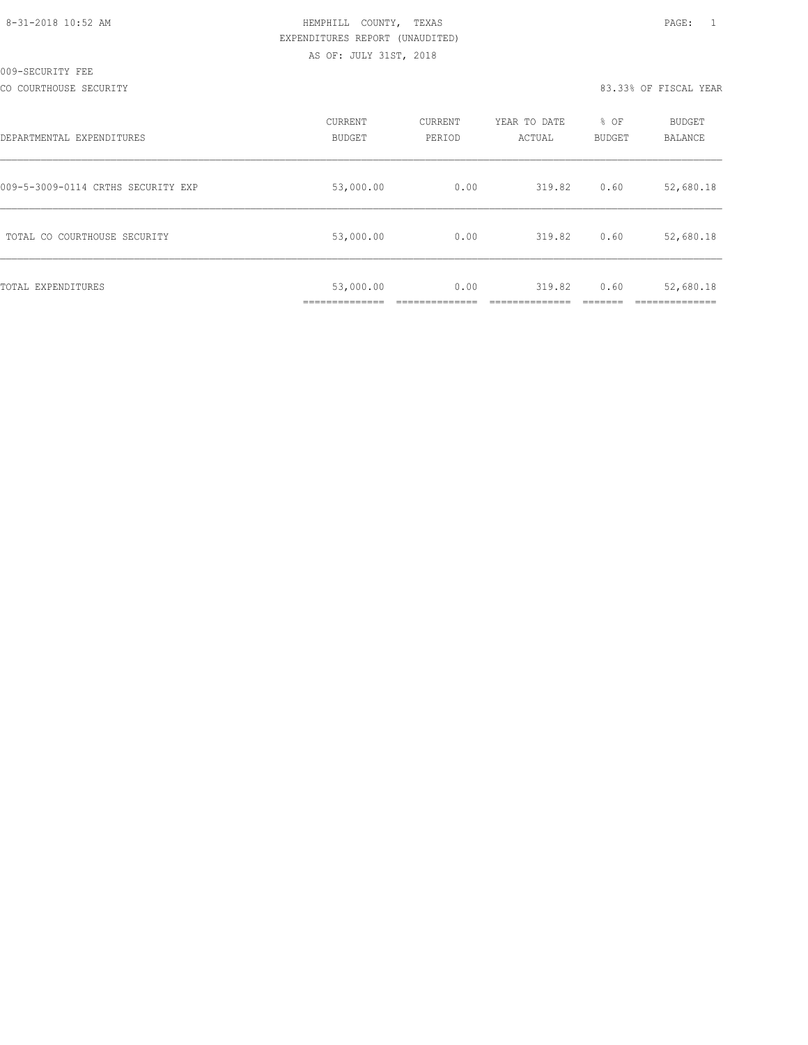8-31-2018 10:52 AM

HEMPHILL COUNTY, TEXAS
EXPENDITURES REPORT (UNAUDITED)
AS OF: JULY 31ST, 2018

009-SECURITY FEE
CO COURTHOUSE SECURITY

83.33% OF FISCAL YEAR

| DEPARTMENTAL EXPENDITURES | CURRENT BUDGET | CURRENT PERIOD | YEAR TO DATE ACTUAL | % OF BUDGET | BUDGET BALANCE |
|---|---|---|---|---|---|
| 009-5-3009-0114 CRTHS SECURITY EXP | 53,000.00 | 0.00 | 319.82 | 0.60 | 52,680.18 |
| TOTAL CO COURTHOUSE SECURITY | 53,000.00 | 0.00 | 319.82 | 0.60 | 52,680.18 |
| TOTAL EXPENDITURES | 53,000.00 | 0.00 | 319.82 | 0.60 | 52,680.18 |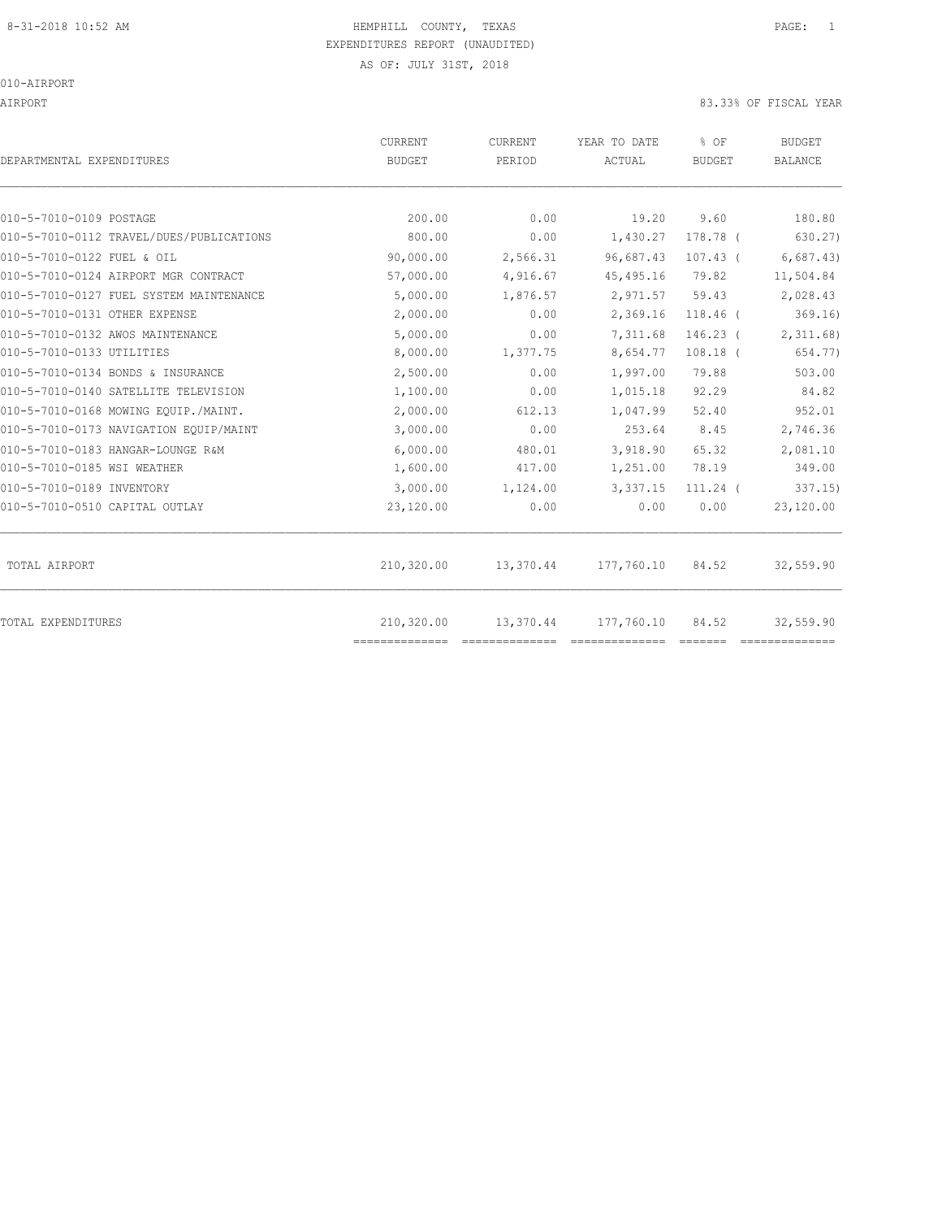HEMPHILL COUNTY, TEXAS
EXPENDITURES REPORT (UNAUDITED)
AS OF: JULY 31ST, 2018

010-AIRPORT

AIRPORT — 83.33% OF FISCAL YEAR

| DEPARTMENTAL EXPENDITURES | CURRENT BUDGET | CURRENT PERIOD | YEAR TO DATE ACTUAL | % OF BUDGET | BUDGET BALANCE |
|---|---|---|---|---|---|
| 010-5-7010-0109 POSTAGE | 200.00 | 0.00 | 19.20 | 9.60 | 180.80 |
| 010-5-7010-0112 TRAVEL/DUES/PUBLICATIONS | 800.00 | 0.00 | 1,430.27 | 178.78 ( | 630.27) |
| 010-5-7010-0122 FUEL & OIL | 90,000.00 | 2,566.31 | 96,687.43 | 107.43 ( | 6,687.43) |
| 010-5-7010-0124 AIRPORT MGR CONTRACT | 57,000.00 | 4,916.67 | 45,495.16 | 79.82 | 11,504.84 |
| 010-5-7010-0127 FUEL SYSTEM MAINTENANCE | 5,000.00 | 1,876.57 | 2,971.57 | 59.43 | 2,028.43 |
| 010-5-7010-0131 OTHER EXPENSE | 2,000.00 | 0.00 | 2,369.16 | 118.46 ( | 369.16) |
| 010-5-7010-0132 AWOS MAINTENANCE | 5,000.00 | 0.00 | 7,311.68 | 146.23 ( | 2,311.68) |
| 010-5-7010-0133 UTILITIES | 8,000.00 | 1,377.75 | 8,654.77 | 108.18 ( | 654.77) |
| 010-5-7010-0134 BONDS & INSURANCE | 2,500.00 | 0.00 | 1,997.00 | 79.88 | 503.00 |
| 010-5-7010-0140 SATELLITE TELEVISION | 1,100.00 | 0.00 | 1,015.18 | 92.29 | 84.82 |
| 010-5-7010-0168 MOWING EQUIP./MAINT. | 2,000.00 | 612.13 | 1,047.99 | 52.40 | 952.01 |
| 010-5-7010-0173 NAVIGATION EQUIP/MAINT | 3,000.00 | 0.00 | 253.64 | 8.45 | 2,746.36 |
| 010-5-7010-0183 HANGAR-LOUNGE R&M | 6,000.00 | 480.01 | 3,918.90 | 65.32 | 2,081.10 |
| 010-5-7010-0185 WSI WEATHER | 1,600.00 | 417.00 | 1,251.00 | 78.19 | 349.00 |
| 010-5-7010-0189 INVENTORY | 3,000.00 | 1,124.00 | 3,337.15 | 111.24 ( | 337.15) |
| 010-5-7010-0510 CAPITAL OUTLAY | 23,120.00 | 0.00 | 0.00 | 0.00 | 23,120.00 |
| TOTAL AIRPORT | 210,320.00 | 13,370.44 | 177,760.10 | 84.52 | 32,559.90 |
| TOTAL EXPENDITURES | 210,320.00 | 13,370.44 | 177,760.10 | 84.52 | 32,559.90 |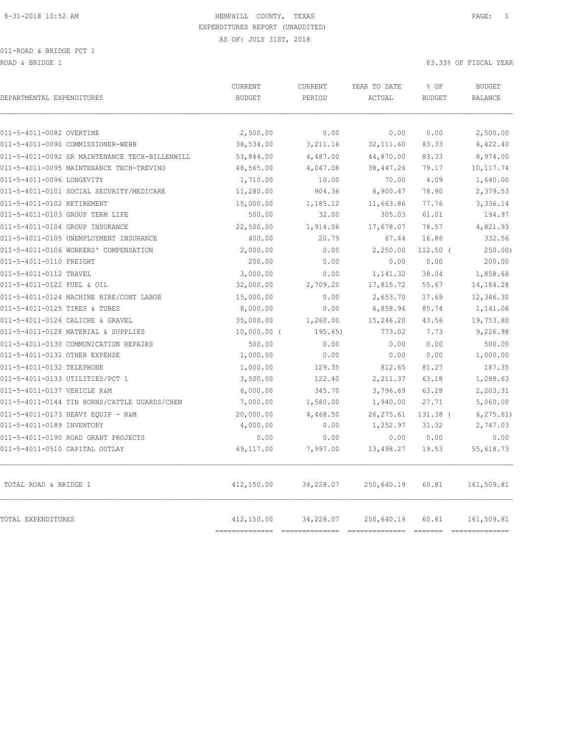8-31-2018 10:52 AM HEMPHILL COUNTY, TEXAS

EXPENDITURES REPORT (UNAUDITED)

AS OF: JULY 31ST, 2018

011-ROAD & BRIDGE PCT 1

ROAD & BRIDGE 1 83.33% OF FISCAL YEAR

| DEPARTMENTAL EXPENDITURES | CURRENT BUDGET | CURRENT PERIOD | YEAR TO DATE ACTUAL | % OF BUDGET | BUDGET BALANCE |
|---|---|---|---|---|---|
| 011-5-4011-0082 OVERTIME | 2,500.00 | 0.00 | 0.00 | 0.00 | 2,500.00 |
| 011-5-4011-0090 COMMISSIONER-WEBB | 38,534.00 | 3,211.16 | 32,111.60 | 83.33 | 6,422.40 |
| 011-5-4011-0092 SR MAINTENANCE TECH-BILLENWILL | 53,844.00 | 4,487.00 | 44,870.00 | 83.33 | 8,974.00 |
| 011-5-4011-0095 MAINTENANCE TECH-TREVINO | 48,565.00 | 4,047.08 | 38,447.26 | 79.17 | 10,117.74 |
| 011-5-4011-0096 LONGEVITY | 1,710.00 | 10.00 | 70.00 | 4.09 | 1,640.00 |
| 011-5-4011-0101 SOCIAL SECURITY/MEDICARE | 11,280.00 | 904.36 | 8,900.47 | 78.90 | 2,379.53 |
| 011-5-4011-0102 RETIREMENT | 15,000.00 | 1,185.12 | 11,663.86 | 77.76 | 3,336.14 |
| 011-5-4011-0103 GROUP TERM LIFE | 500.00 | 32.00 | 305.03 | 61.01 | 194.97 |
| 011-5-4011-0104 GROUP INSURANCE | 22,500.00 | 1,914.06 | 17,678.07 | 78.57 | 4,821.93 |
| 011-5-4011-0105 UNEMPLOYMENT INSURANCE | 400.00 | 20.79 | 67.44 | 16.86 | 332.56 |
| 011-5-4011-0106 WORKERS' COMPENSATION | 2,000.00 | 0.00 | 2,250.00 | 112.50 | ( 250.00) |
| 011-5-4011-0110 FREIGHT | 200.00 | 0.00 | 0.00 | 0.00 | 200.00 |
| 011-5-4011-0112 TRAVEL | 3,000.00 | 0.00 | 1,141.32 | 38.04 | 1,858.68 |
| 011-5-4011-0122 FUEL & OIL | 32,000.00 | 2,709.20 | 17,815.72 | 55.67 | 14,184.28 |
| 011-5-4011-0124 MACHINE HIRE/CONT LABOR | 15,000.00 | 0.00 | 2,653.70 | 17.69 | 12,346.30 |
| 011-5-4011-0125 TIRES & TUBES | 8,000.00 | 0.00 | 6,858.94 | 85.74 | 1,141.06 |
| 011-5-4011-0126 CALICHE & GRAVEL | 35,000.00 | 1,260.00 | 15,246.20 | 43.56 | 19,753.80 |
| 011-5-4011-0128 MATERIAL & SUPPLIES | 10,000.00 | ( 195.65) | 773.02 | 7.73 | 9,226.98 |
| 011-5-4011-0130 COMMUNICATION REPAIRS | 500.00 | 0.00 | 0.00 | 0.00 | 500.00 |
| 011-5-4011-0131 OTHER EXPENSE | 1,000.00 | 0.00 | 0.00 | 0.00 | 1,000.00 |
| 011-5-4011-0132 TELEPHONE | 1,000.00 | 129.35 | 812.65 | 81.27 | 187.35 |
| 011-5-4011-0133 UTILITIES/PCT 1 | 3,500.00 | 122.40 | 2,211.37 | 63.18 | 1,288.63 |
| 011-5-4011-0137 VEHICLE R&M | 6,000.00 | 345.70 | 3,796.69 | 63.28 | 2,203.31 |
| 011-5-4011-0144 TIN HORNS/CATTLE GUARDS/CHEM | 7,000.00 | 1,580.00 | 1,940.00 | 27.71 | 5,060.00 |
| 011-5-4011-0173 HEAVY EQUIP - R&M | 20,000.00 | 4,468.50 | 26,275.61 | 131.38 | ( 6,275.61) |
| 011-5-4011-0189 INVENTORY | 4,000.00 | 0.00 | 1,252.97 | 31.32 | 2,747.03 |
| 011-5-4011-0190 ROAD GRANT PROJECTS | 0.00 | 0.00 | 0.00 | 0.00 | 0.00 |
| 011-5-4011-0510 CAPITAL OUTLAY | 69,117.00 | 7,997.00 | 13,498.27 | 19.53 | 55,618.73 |
| TOTAL ROAD & BRIDGE 1 | 412,150.00 | 34,228.07 | 250,640.19 | 60.81 | 161,509.81 |
| TOTAL EXPENDITURES | 412,150.00 | 34,228.07 | 250,640.19 | 60.81 | 161,509.81 |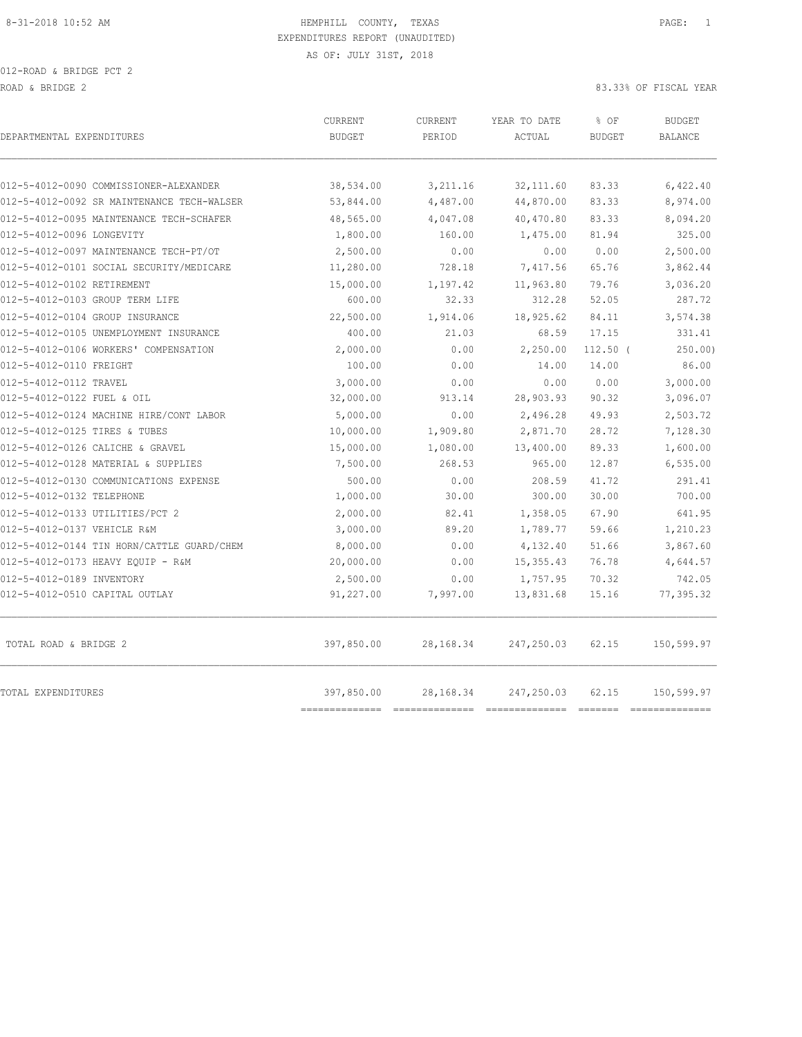HEMPHILL COUNTY, TEXAS
EXPENDITURES REPORT (UNAUDITED)
AS OF: JULY 31ST, 2018

012-ROAD & BRIDGE PCT 2

ROAD & BRIDGE 2

83.33% OF FISCAL YEAR

| DEPARTMENTAL EXPENDITURES | CURRENT BUDGET | CURRENT PERIOD | YEAR TO DATE ACTUAL | % OF BUDGET | BUDGET BALANCE |
|---|---|---|---|---|---|
| 012-5-4012-0090 COMMISSIONER-ALEXANDER | 38,534.00 | 3,211.16 | 32,111.60 | 83.33 | 6,422.40 |
| 012-5-4012-0092 SR MAINTENANCE TECH-WALSER | 53,844.00 | 4,487.00 | 44,870.00 | 83.33 | 8,974.00 |
| 012-5-4012-0095 MAINTENANCE TECH-SCHAFER | 48,565.00 | 4,047.08 | 40,470.80 | 83.33 | 8,094.20 |
| 012-5-4012-0096 LONGEVITY | 1,800.00 | 160.00 | 1,475.00 | 81.94 | 325.00 |
| 012-5-4012-0097 MAINTENANCE TECH-PT/OT | 2,500.00 | 0.00 | 0.00 | 0.00 | 2,500.00 |
| 012-5-4012-0101 SOCIAL SECURITY/MEDICARE | 11,280.00 | 728.18 | 7,417.56 | 65.76 | 3,862.44 |
| 012-5-4012-0102 RETIREMENT | 15,000.00 | 1,197.42 | 11,963.80 | 79.76 | 3,036.20 |
| 012-5-4012-0103 GROUP TERM LIFE | 600.00 | 32.33 | 312.28 | 52.05 | 287.72 |
| 012-5-4012-0104 GROUP INSURANCE | 22,500.00 | 1,914.06 | 18,925.62 | 84.11 | 3,574.38 |
| 012-5-4012-0105 UNEMPLOYMENT INSURANCE | 400.00 | 21.03 | 68.59 | 17.15 | 331.41 |
| 012-5-4012-0106 WORKERS' COMPENSATION | 2,000.00 | 0.00 | 2,250.00 | 112.50 | ( 250.00) |
| 012-5-4012-0110 FREIGHT | 100.00 | 0.00 | 14.00 | 14.00 | 86.00 |
| 012-5-4012-0112 TRAVEL | 3,000.00 | 0.00 | 0.00 | 0.00 | 3,000.00 |
| 012-5-4012-0122 FUEL & OIL | 32,000.00 | 913.14 | 28,903.93 | 90.32 | 3,096.07 |
| 012-5-4012-0124 MACHINE HIRE/CONT LABOR | 5,000.00 | 0.00 | 2,496.28 | 49.93 | 2,503.72 |
| 012-5-4012-0125 TIRES & TUBES | 10,000.00 | 1,909.80 | 2,871.70 | 28.72 | 7,128.30 |
| 012-5-4012-0126 CALICHE & GRAVEL | 15,000.00 | 1,080.00 | 13,400.00 | 89.33 | 1,600.00 |
| 012-5-4012-0128 MATERIAL & SUPPLIES | 7,500.00 | 268.53 | 965.00 | 12.87 | 6,535.00 |
| 012-5-4012-0130 COMMUNICATIONS EXPENSE | 500.00 | 0.00 | 208.59 | 41.72 | 291.41 |
| 012-5-4012-0132 TELEPHONE | 1,000.00 | 30.00 | 300.00 | 30.00 | 700.00 |
| 012-5-4012-0133 UTILITIES/PCT 2 | 2,000.00 | 82.41 | 1,358.05 | 67.90 | 641.95 |
| 012-5-4012-0137 VEHICLE R&M | 3,000.00 | 89.20 | 1,789.77 | 59.66 | 1,210.23 |
| 012-5-4012-0144 TIN HORN/CATTLE GUARD/CHEM | 8,000.00 | 0.00 | 4,132.40 | 51.66 | 3,867.60 |
| 012-5-4012-0173 HEAVY EQUIP - R&M | 20,000.00 | 0.00 | 15,355.43 | 76.78 | 4,644.57 |
| 012-5-4012-0189 INVENTORY | 2,500.00 | 0.00 | 1,757.95 | 70.32 | 742.05 |
| 012-5-4012-0510 CAPITAL OUTLAY | 91,227.00 | 7,997.00 | 13,831.68 | 15.16 | 77,395.32 |
| TOTAL ROAD & BRIDGE 2 | 397,850.00 | 28,168.34 | 247,250.03 | 62.15 | 150,599.97 |
| TOTAL EXPENDITURES | 397,850.00 | 28,168.34 | 247,250.03 | 62.15 | 150,599.97 |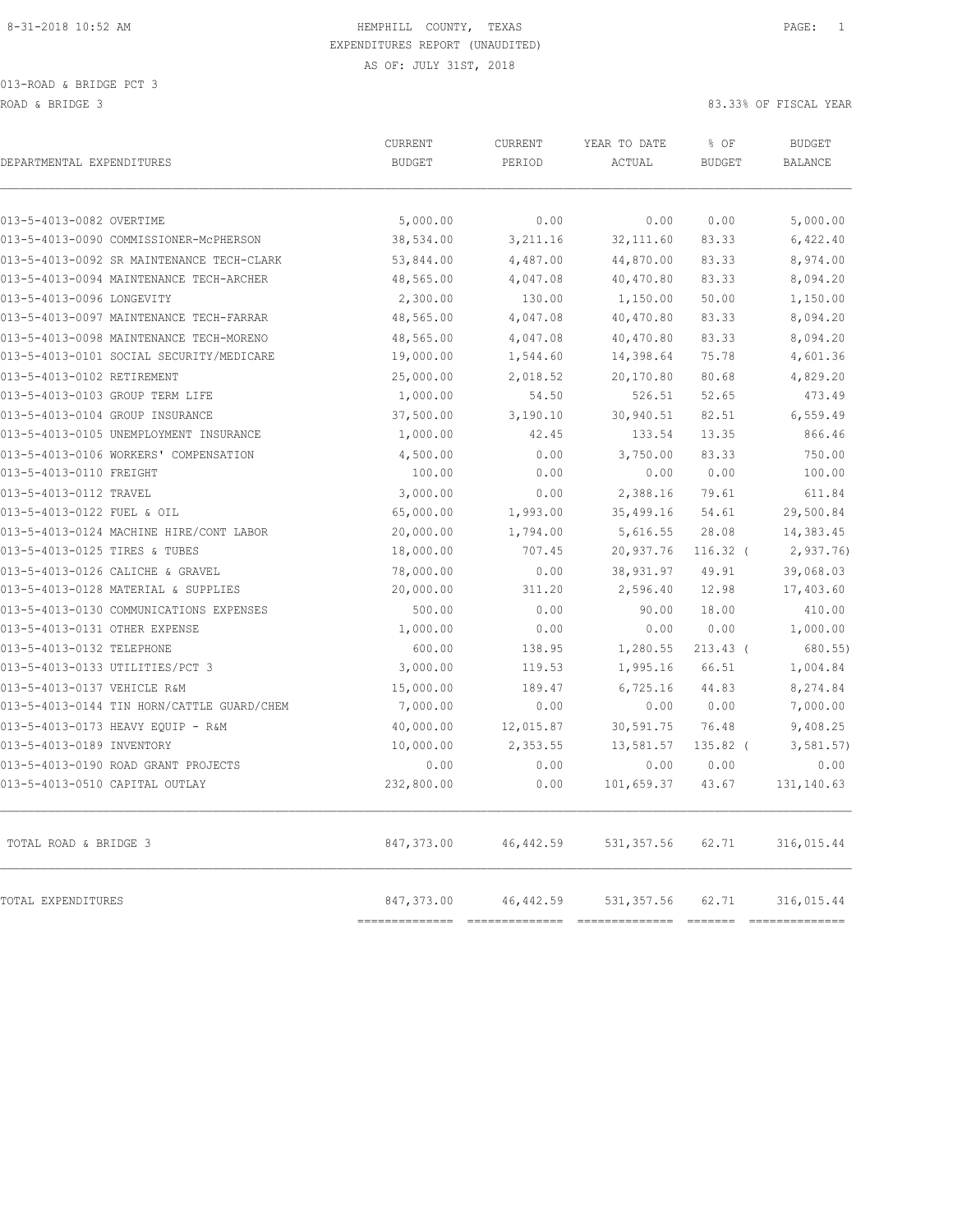8-31-2018 10:52 AM HEMPHILL COUNTY, TEXAS

EXPENDITURES REPORT (UNAUDITED)

AS OF: JULY 31ST, 2018

013-ROAD & BRIDGE PCT 3

ROAD & BRIDGE 3 83.33% OF FISCAL YEAR

| DEPARTMENTAL EXPENDITURES | CURRENT BUDGET | CURRENT PERIOD | YEAR TO DATE ACTUAL | % OF BUDGET | BUDGET BALANCE |
|---|---|---|---|---|---|
| 013-5-4013-0082 OVERTIME | 5,000.00 | 0.00 | 0.00 | 0.00 | 5,000.00 |
| 013-5-4013-0090 COMMISSIONER-McPHERSON | 38,534.00 | 3,211.16 | 32,111.60 | 83.33 | 6,422.40 |
| 013-5-4013-0092 SR MAINTENANCE TECH-CLARK | 53,844.00 | 4,487.00 | 44,870.00 | 83.33 | 8,974.00 |
| 013-5-4013-0094 MAINTENANCE TECH-ARCHER | 48,565.00 | 4,047.08 | 40,470.80 | 83.33 | 8,094.20 |
| 013-5-4013-0096 LONGEVITY | 2,300.00 | 130.00 | 1,150.00 | 50.00 | 1,150.00 |
| 013-5-4013-0097 MAINTENANCE TECH-FARRAR | 48,565.00 | 4,047.08 | 40,470.80 | 83.33 | 8,094.20 |
| 013-5-4013-0098 MAINTENANCE TECH-MORENO | 48,565.00 | 4,047.08 | 40,470.80 | 83.33 | 8,094.20 |
| 013-5-4013-0101 SOCIAL SECURITY/MEDICARE | 19,000.00 | 1,544.60 | 14,398.64 | 75.78 | 4,601.36 |
| 013-5-4013-0102 RETIREMENT | 25,000.00 | 2,018.52 | 20,170.80 | 80.68 | 4,829.20 |
| 013-5-4013-0103 GROUP TERM LIFE | 1,000.00 | 54.50 | 526.51 | 52.65 | 473.49 |
| 013-5-4013-0104 GROUP INSURANCE | 37,500.00 | 3,190.10 | 30,940.51 | 82.51 | 6,559.49 |
| 013-5-4013-0105 UNEMPLOYMENT INSURANCE | 1,000.00 | 42.45 | 133.54 | 13.35 | 866.46 |
| 013-5-4013-0106 WORKERS' COMPENSATION | 4,500.00 | 0.00 | 3,750.00 | 83.33 | 750.00 |
| 013-5-4013-0110 FREIGHT | 100.00 | 0.00 | 0.00 | 0.00 | 100.00 |
| 013-5-4013-0112 TRAVEL | 3,000.00 | 0.00 | 2,388.16 | 79.61 | 611.84 |
| 013-5-4013-0122 FUEL & OIL | 65,000.00 | 1,993.00 | 35,499.16 | 54.61 | 29,500.84 |
| 013-5-4013-0124 MACHINE HIRE/CONT LABOR | 20,000.00 | 1,794.00 | 5,616.55 | 28.08 | 14,383.45 |
| 013-5-4013-0125 TIRES & TUBES | 18,000.00 | 707.45 | 20,937.76 | 116.32 | ( 2,937.76) |
| 013-5-4013-0126 CALICHE & GRAVEL | 78,000.00 | 0.00 | 38,931.97 | 49.91 | 39,068.03 |
| 013-5-4013-0128 MATERIAL & SUPPLIES | 20,000.00 | 311.20 | 2,596.40 | 12.98 | 17,403.60 |
| 013-5-4013-0130 COMMUNICATIONS EXPENSES | 500.00 | 0.00 | 90.00 | 18.00 | 410.00 |
| 013-5-4013-0131 OTHER EXPENSE | 1,000.00 | 0.00 | 0.00 | 0.00 | 1,000.00 |
| 013-5-4013-0132 TELEPHONE | 600.00 | 138.95 | 1,280.55 | 213.43 | ( 680.55) |
| 013-5-4013-0133 UTILITIES/PCT 3 | 3,000.00 | 119.53 | 1,995.16 | 66.51 | 1,004.84 |
| 013-5-4013-0137 VEHICLE R&M | 15,000.00 | 189.47 | 6,725.16 | 44.83 | 8,274.84 |
| 013-5-4013-0144 TIN HORN/CATTLE GUARD/CHEM | 7,000.00 | 0.00 | 0.00 | 0.00 | 7,000.00 |
| 013-5-4013-0173 HEAVY EQUIP - R&M | 40,000.00 | 12,015.87 | 30,591.75 | 76.48 | 9,408.25 |
| 013-5-4013-0189 INVENTORY | 10,000.00 | 2,353.55 | 13,581.57 | 135.82 | ( 3,581.57) |
| 013-5-4013-0190 ROAD GRANT PROJECTS | 0.00 | 0.00 | 0.00 | 0.00 | 0.00 |
| 013-5-4013-0510 CAPITAL OUTLAY | 232,800.00 | 0.00 | 101,659.37 | 43.67 | 131,140.63 |
| TOTAL ROAD & BRIDGE 3 | 847,373.00 | 46,442.59 | 531,357.56 | 62.71 | 316,015.44 |
| TOTAL EXPENDITURES | 847,373.00 | 46,442.59 | 531,357.56 | 62.71 | 316,015.44 |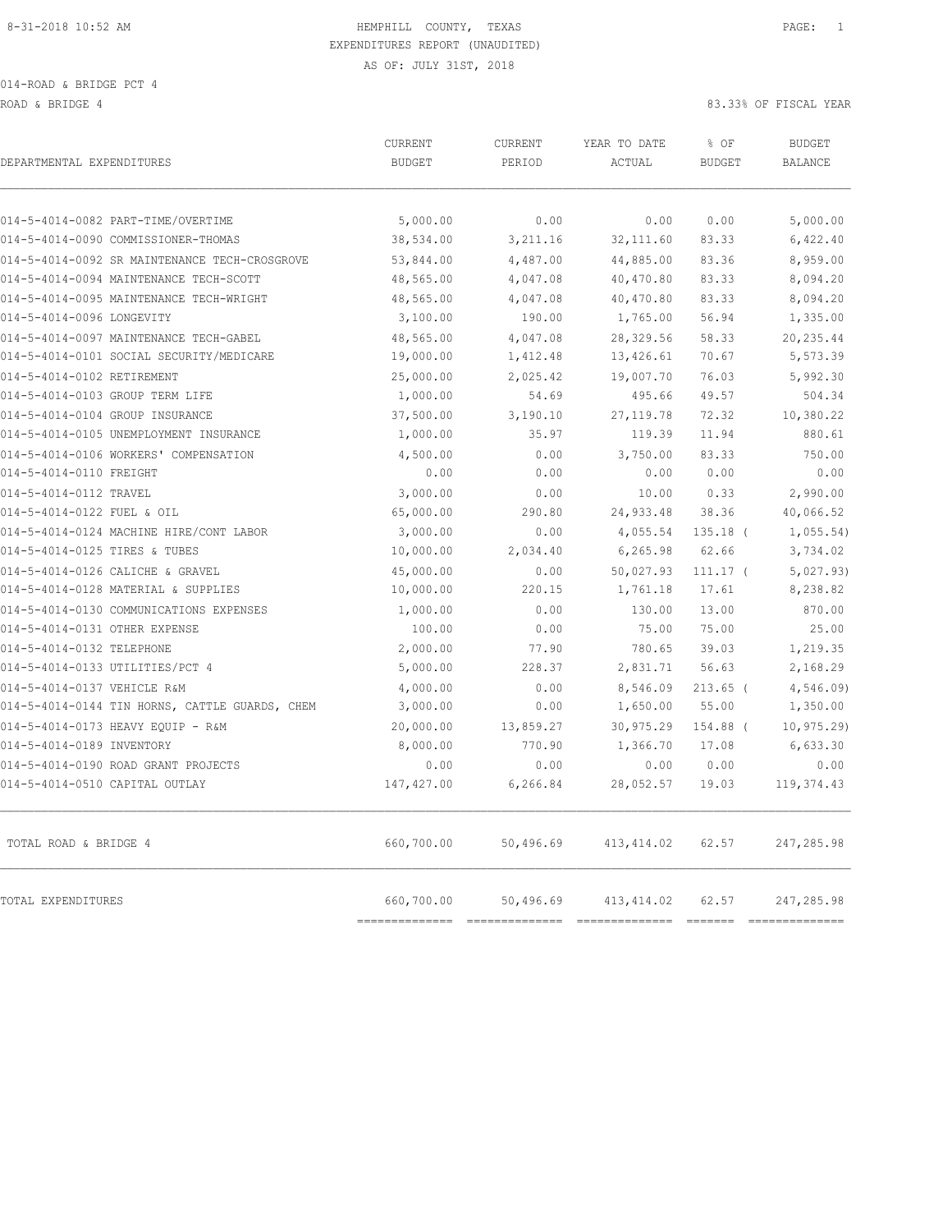8-31-2018 10:52 AM HEMPHILL COUNTY, TEXAS PAGE: 1

EXPENDITURES REPORT (UNAUDITED)

AS OF: JULY 31ST, 2018

014-ROAD & BRIDGE PCT 4

ROAD & BRIDGE 4 83.33% OF FISCAL YEAR

| DEPARTMENTAL EXPENDITURES | CURRENT BUDGET | CURRENT PERIOD | YEAR TO DATE ACTUAL | % OF BUDGET | BUDGET BALANCE |
|---|---|---|---|---|---|
| 014-5-4014-0082 PART-TIME/OVERTIME | 5,000.00 | 0.00 | 0.00 | 0.00 | 5,000.00 |
| 014-5-4014-0090 COMMISSIONER-THOMAS | 38,534.00 | 3,211.16 | 32,111.60 | 83.33 | 6,422.40 |
| 014-5-4014-0092 SR MAINTENANCE TECH-CROSGROVE | 53,844.00 | 4,487.00 | 44,885.00 | 83.36 | 8,959.00 |
| 014-5-4014-0094 MAINTENANCE TECH-SCOTT | 48,565.00 | 4,047.08 | 40,470.80 | 83.33 | 8,094.20 |
| 014-5-4014-0095 MAINTENANCE TECH-WRIGHT | 48,565.00 | 4,047.08 | 40,470.80 | 83.33 | 8,094.20 |
| 014-5-4014-0096 LONGEVITY | 3,100.00 | 190.00 | 1,765.00 | 56.94 | 1,335.00 |
| 014-5-4014-0097 MAINTENANCE TECH-GABEL | 48,565.00 | 4,047.08 | 28,329.56 | 58.33 | 20,235.44 |
| 014-5-4014-0101 SOCIAL SECURITY/MEDICARE | 19,000.00 | 1,412.48 | 13,426.61 | 70.67 | 5,573.39 |
| 014-5-4014-0102 RETIREMENT | 25,000.00 | 2,025.42 | 19,007.70 | 76.03 | 5,992.30 |
| 014-5-4014-0103 GROUP TERM LIFE | 1,000.00 | 54.69 | 495.66 | 49.57 | 504.34 |
| 014-5-4014-0104 GROUP INSURANCE | 37,500.00 | 3,190.10 | 27,119.78 | 72.32 | 10,380.22 |
| 014-5-4014-0105 UNEMPLOYMENT INSURANCE | 1,000.00 | 35.97 | 119.39 | 11.94 | 880.61 |
| 014-5-4014-0106 WORKERS' COMPENSATION | 4,500.00 | 0.00 | 3,750.00 | 83.33 | 750.00 |
| 014-5-4014-0110 FREIGHT | 0.00 | 0.00 | 0.00 | 0.00 | 0.00 |
| 014-5-4014-0112 TRAVEL | 3,000.00 | 0.00 | 10.00 | 0.33 | 2,990.00 |
| 014-5-4014-0122 FUEL & OIL | 65,000.00 | 290.80 | 24,933.48 | 38.36 | 40,066.52 |
| 014-5-4014-0124 MACHINE HIRE/CONT LABOR | 3,000.00 | 0.00 | 4,055.54 | 135.18 ( | 1,055.54) |
| 014-5-4014-0125 TIRES & TUBES | 10,000.00 | 2,034.40 | 6,265.98 | 62.66 | 3,734.02 |
| 014-5-4014-0126 CALICHE & GRAVEL | 45,000.00 | 0.00 | 50,027.93 | 111.17 ( | 5,027.93) |
| 014-5-4014-0128 MATERIAL & SUPPLIES | 10,000.00 | 220.15 | 1,761.18 | 17.61 | 8,238.82 |
| 014-5-4014-0130 COMMUNICATIONS EXPENSES | 1,000.00 | 0.00 | 130.00 | 13.00 | 870.00 |
| 014-5-4014-0131 OTHER EXPENSE | 100.00 | 0.00 | 75.00 | 75.00 | 25.00 |
| 014-5-4014-0132 TELEPHONE | 2,000.00 | 77.90 | 780.65 | 39.03 | 1,219.35 |
| 014-5-4014-0133 UTILITIES/PCT 4 | 5,000.00 | 228.37 | 2,831.71 | 56.63 | 2,168.29 |
| 014-5-4014-0137 VEHICLE R&M | 4,000.00 | 0.00 | 8,546.09 | 213.65 ( | 4,546.09) |
| 014-5-4014-0144 TIN HORNS, CATTLE GUARDS, CHEM | 3,000.00 | 0.00 | 1,650.00 | 55.00 | 1,350.00 |
| 014-5-4014-0173 HEAVY EQUIP - R&M | 20,000.00 | 13,859.27 | 30,975.29 | 154.88 ( | 10,975.29) |
| 014-5-4014-0189 INVENTORY | 8,000.00 | 770.90 | 1,366.70 | 17.08 | 6,633.30 |
| 014-5-4014-0190 ROAD GRANT PROJECTS | 0.00 | 0.00 | 0.00 | 0.00 | 0.00 |
| 014-5-4014-0510 CAPITAL OUTLAY | 147,427.00 | 6,266.84 | 28,052.57 | 19.03 | 119,374.43 |
| TOTAL ROAD & BRIDGE 4 | 660,700.00 | 50,496.69 | 413,414.02 | 62.57 | 247,285.98 |
| TOTAL EXPENDITURES | 660,700.00 | 50,496.69 | 413,414.02 | 62.57 | 247,285.98 |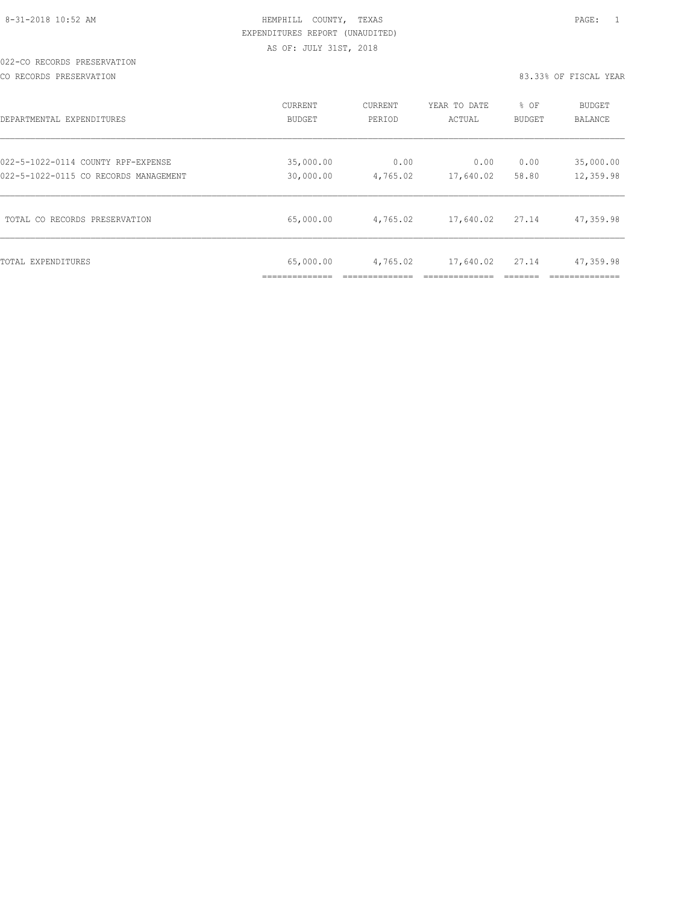8-31-2018 10:52 AM HEMPHILL COUNTY, TEXAS

EXPENDITURES REPORT (UNAUDITED)

AS OF: JULY 31ST, 2018

022-CO RECORDS PRESERVATION

CO RECORDS PRESERVATION 83.33% OF FISCAL YEAR

| DEPARTMENTAL EXPENDITURES | CURRENT BUDGET | CURRENT PERIOD | YEAR TO DATE ACTUAL | % OF BUDGET | BUDGET BALANCE |
|---|---|---|---|---|---|
| 022-5-1022-0114 COUNTY RPF-EXPENSE | 35,000.00 | 0.00 | 0.00 | 0.00 | 35,000.00 |
| 022-5-1022-0115 CO RECORDS MANAGEMENT | 30,000.00 | 4,765.02 | 17,640.02 | 58.80 | 12,359.98 |
| TOTAL CO RECORDS PRESERVATION | 65,000.00 | 4,765.02 | 17,640.02 | 27.14 | 47,359.98 |
| TOTAL EXPENDITURES | 65,000.00 | 4,765.02 | 17,640.02 | 27.14 | 47,359.98 |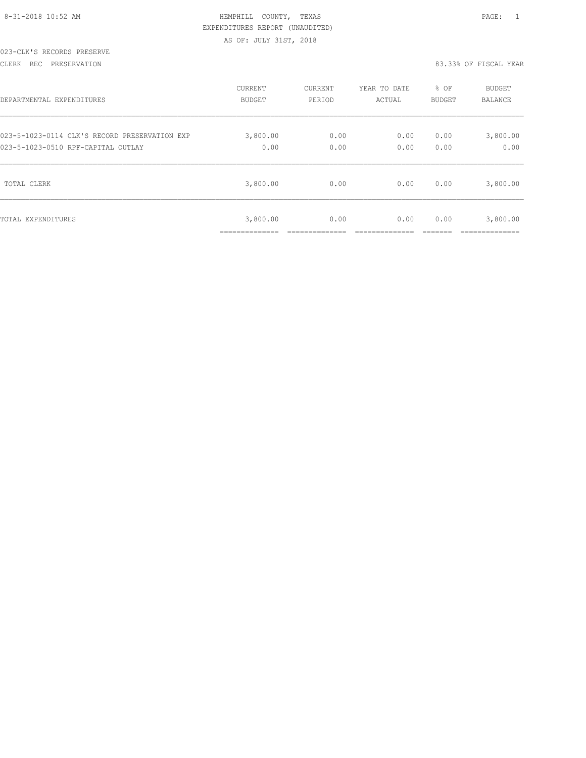8-31-2018 10:52 AM — HEMPHILL COUNTY, TEXAS — PAGE: 1

EXPENDITURES REPORT (UNAUDITED)

AS OF: JULY 31ST, 2018

023-CLK'S RECORDS PRESERVE

CLERK REC PRESERVATION — 83.33% OF FISCAL YEAR

| DEPARTMENTAL EXPENDITURES | CURRENT BUDGET | CURRENT PERIOD | YEAR TO DATE ACTUAL | % OF BUDGET | BUDGET BALANCE |
|---|---|---|---|---|---|
| 023-5-1023-0114 CLK'S RECORD PRESERVATION EXP | 3,800.00 | 0.00 | 0.00 | 0.00 | 3,800.00 |
| 023-5-1023-0510 RPF-CAPITAL OUTLAY | 0.00 | 0.00 | 0.00 | 0.00 | 0.00 |
| TOTAL CLERK | 3,800.00 | 0.00 | 0.00 | 0.00 | 3,800.00 |
| TOTAL EXPENDITURES | 3,800.00 | 0.00 | 0.00 | 0.00 | 3,800.00 |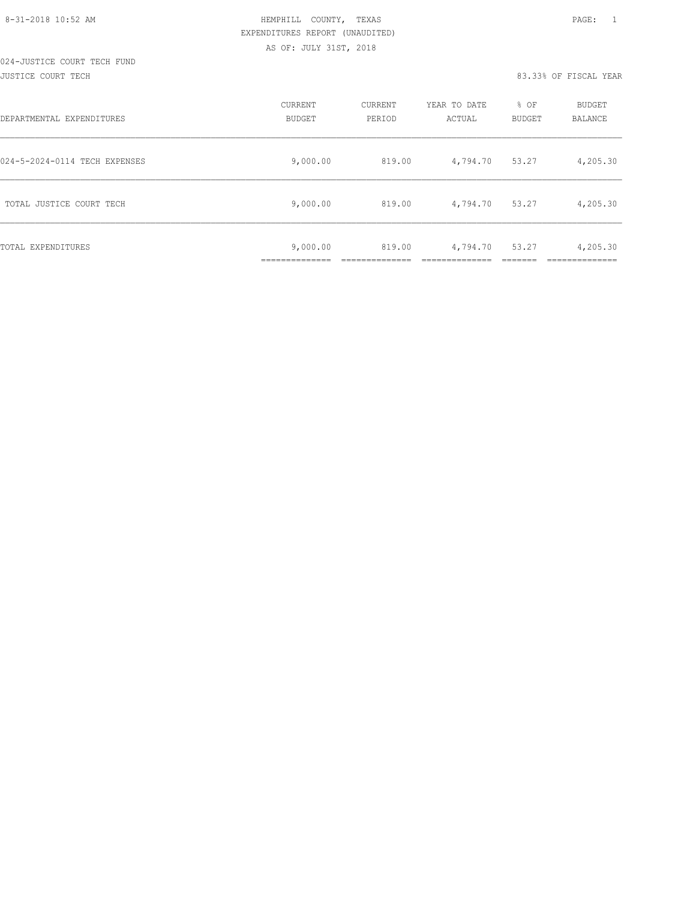8-31-2018 10:52 AM

HEMPHILL COUNTY, TEXAS
EXPENDITURES REPORT (UNAUDITED)
AS OF: JULY 31ST, 2018

024-JUSTICE COURT TECH FUND
JUSTICE COURT TECH

83.33% OF FISCAL YEAR

| DEPARTMENTAL EXPENDITURES | CURRENT BUDGET | CURRENT PERIOD | YEAR TO DATE ACTUAL | % OF BUDGET | BUDGET BALANCE |
|---|---|---|---|---|---|
| 024-5-2024-0114 TECH EXPENSES | 9,000.00 | 819.00 | 4,794.70 | 53.27 | 4,205.30 |
| TOTAL JUSTICE COURT TECH | 9,000.00 | 819.00 | 4,794.70 | 53.27 | 4,205.30 |
| TOTAL EXPENDITURES | 9,000.00 | 819.00 | 4,794.70 | 53.27 | 4,205.30 |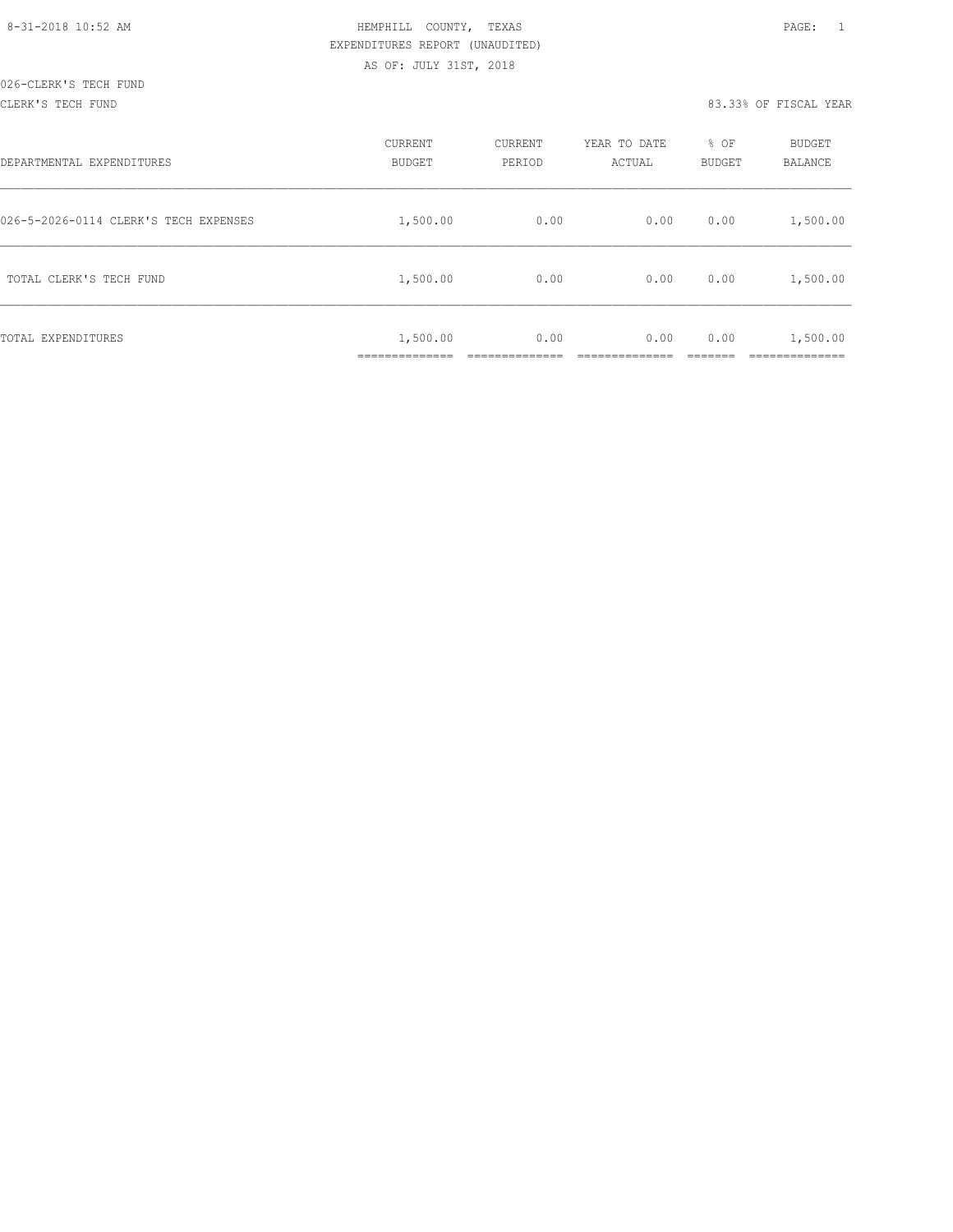8-31-2018 10:52 AM

HEMPHILL COUNTY, TEXAS
EXPENDITURES REPORT (UNAUDITED)
AS OF: JULY 31ST, 2018

026-CLERK'S TECH FUND
CLERK'S TECH FUND

83.33% OF FISCAL YEAR

| DEPARTMENTAL EXPENDITURES | CURRENT BUDGET | CURRENT PERIOD | YEAR TO DATE ACTUAL | % OF BUDGET | BUDGET BALANCE |
|---|---|---|---|---|---|
| 026-5-2026-0114 CLERK'S TECH EXPENSES | 1,500.00 | 0.00 | 0.00 | 0.00 | 1,500.00 |
| TOTAL CLERK'S TECH FUND | 1,500.00 | 0.00 | 0.00 | 0.00 | 1,500.00 |
| TOTAL EXPENDITURES | 1,500.00 | 0.00 | 0.00 | 0.00 | 1,500.00 |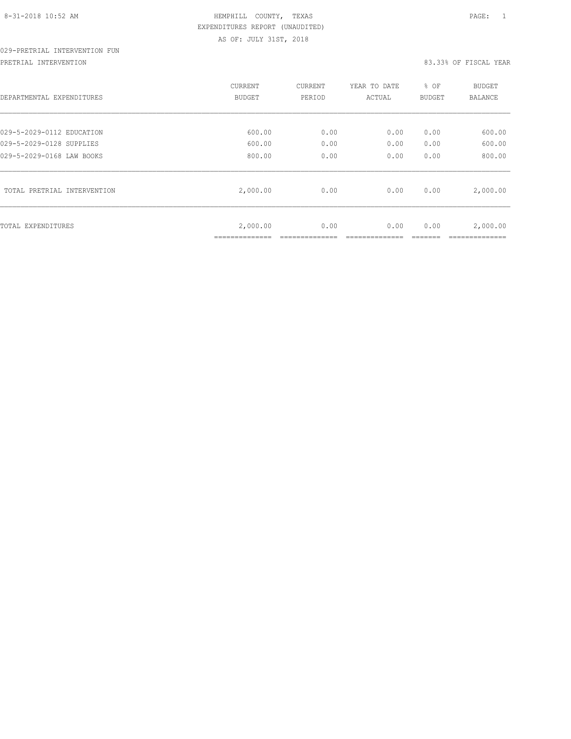8-31-2018 10:52 AM

HEMPHILL COUNTY, TEXAS

EXPENDITURES REPORT (UNAUDITED)

AS OF: JULY 31ST, 2018

029-PRETRIAL INTERVENTION FUN

PRETRIAL INTERVENTION

83.33% OF FISCAL YEAR

| DEPARTMENTAL EXPENDITURES | CURRENT BUDGET | CURRENT PERIOD | YEAR TO DATE ACTUAL | % OF BUDGET | BUDGET BALANCE |
|---|---|---|---|---|---|
| 029-5-2029-0112 EDUCATION | 600.00 | 0.00 | 0.00 | 0.00 | 600.00 |
| 029-5-2029-0128 SUPPLIES | 600.00 | 0.00 | 0.00 | 0.00 | 600.00 |
| 029-5-2029-0168 LAW BOOKS | 800.00 | 0.00 | 0.00 | 0.00 | 800.00 |
| TOTAL PRETRIAL INTERVENTION | 2,000.00 | 0.00 | 0.00 | 0.00 | 2,000.00 |
| TOTAL EXPENDITURES | 2,000.00 | 0.00 | 0.00 | 0.00 | 2,000.00 |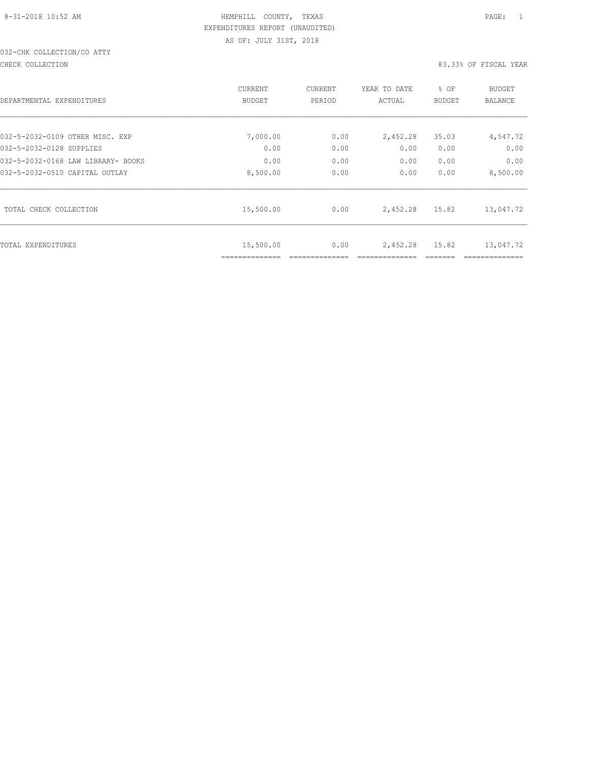8-31-2018 10:52 AM

HEMPHILL COUNTY, TEXAS
EXPENDITURES REPORT (UNAUDITED)
AS OF: JULY 31ST, 2018

032-CHK COLLECTION/CO ATTY

CHECK COLLECTION — 83.33% OF FISCAL YEAR

| DEPARTMENTAL EXPENDITURES | CURRENT BUDGET | CURRENT PERIOD | YEAR TO DATE ACTUAL | % OF BUDGET | BUDGET BALANCE |
|---|---|---|---|---|---|
| 032-5-2032-0109 OTHER MISC. EXP | 7,000.00 | 0.00 | 2,452.28 | 35.03 | 4,547.72 |
| 032-5-2032-0128 SUPPLIES | 0.00 | 0.00 | 0.00 | 0.00 | 0.00 |
| 032-5-2032-0168 LAW LIBRARY- BOOKS | 0.00 | 0.00 | 0.00 | 0.00 | 0.00 |
| 032-5-2032-0510 CAPITAL OUTLAY | 8,500.00 | 0.00 | 0.00 | 0.00 | 8,500.00 |
| TOTAL CHECK COLLECTION | 15,500.00 | 0.00 | 2,452.28 | 15.82 | 13,047.72 |
| TOTAL EXPENDITURES | 15,500.00 | 0.00 | 2,452.28 | 15.82 | 13,047.72 |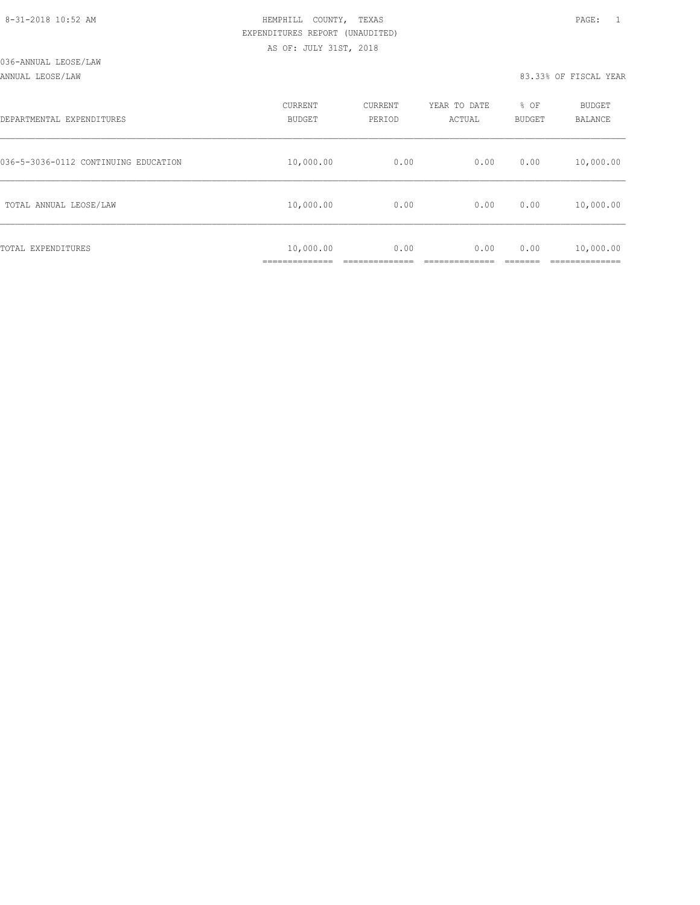8-31-2018 10:52 AM HEMPHILL COUNTY, TEXAS

EXPENDITURES REPORT (UNAUDITED)

AS OF: JULY 31ST, 2018

036-ANNUAL LEOSE/LAW

ANNUAL LEOSE/LAW 83.33% OF FISCAL YEAR

| DEPARTMENTAL EXPENDITURES | CURRENT BUDGET | CURRENT PERIOD | YEAR TO DATE ACTUAL | % OF BUDGET | BUDGET BALANCE |
|---|---|---|---|---|---|
| 036-5-3036-0112 CONTINUING EDUCATION | 10,000.00 | 0.00 | 0.00 | 0.00 | 10,000.00 |
| TOTAL ANNUAL LEOSE/LAW | 10,000.00 | 0.00 | 0.00 | 0.00 | 10,000.00 |
| TOTAL EXPENDITURES | 10,000.00 | 0.00 | 0.00 | 0.00 | 10,000.00 |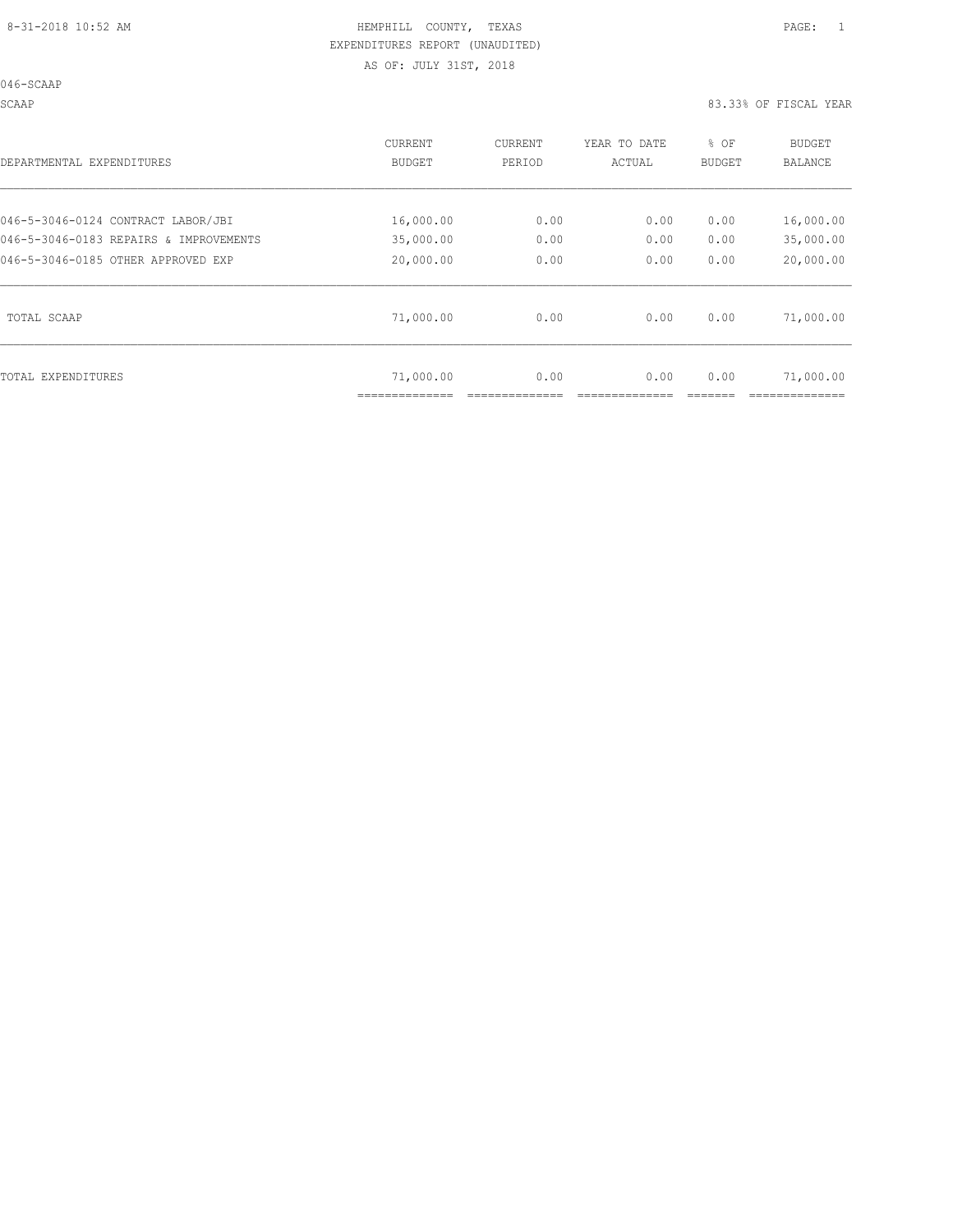8-31-2018 10:52 AM

HEMPHILL COUNTY, TEXAS

EXPENDITURES REPORT (UNAUDITED)

AS OF: JULY 31ST, 2018

046-SCAAP

SCAAP

83.33% OF FISCAL YEAR

| DEPARTMENTAL EXPENDITURES | CURRENT BUDGET | CURRENT PERIOD | YEAR TO DATE ACTUAL | % OF BUDGET | BUDGET BALANCE |
|---|---|---|---|---|---|
| 046-5-3046-0124 CONTRACT LABOR/JBI | 16,000.00 | 0.00 | 0.00 | 0.00 | 16,000.00 |
| 046-5-3046-0183 REPAIRS & IMPROVEMENTS | 35,000.00 | 0.00 | 0.00 | 0.00 | 35,000.00 |
| 046-5-3046-0185 OTHER APPROVED EXP | 20,000.00 | 0.00 | 0.00 | 0.00 | 20,000.00 |
| TOTAL SCAAP | 71,000.00 | 0.00 | 0.00 | 0.00 | 71,000.00 |
| TOTAL EXPENDITURES | 71,000.00 | 0.00 | 0.00 | 0.00 | 71,000.00 |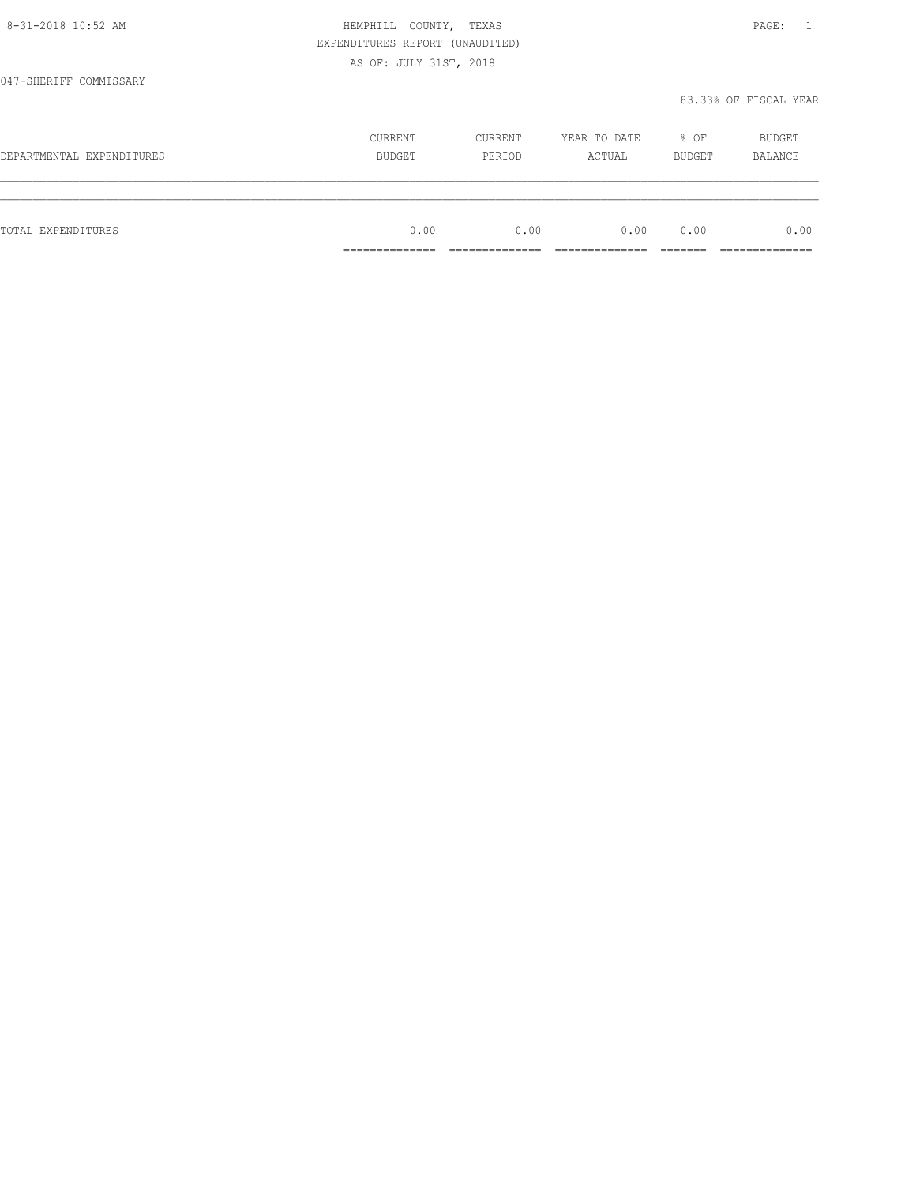8-31-2018 10:52 AM

HEMPHILL COUNTY, TEXAS
EXPENDITURES REPORT (UNAUDITED)
AS OF: JULY 31ST, 2018

047-SHERIFF COMMISSARY

83.33% OF FISCAL YEAR

| DEPARTMENTAL EXPENDITURES | CURRENT BUDGET | CURRENT PERIOD | YEAR TO DATE ACTUAL | % OF BUDGET | BUDGET BALANCE |
|---|---|---|---|---|---|
| TOTAL EXPENDITURES | 0.00 | 0.00 | 0.00 | 0.00 | 0.00 |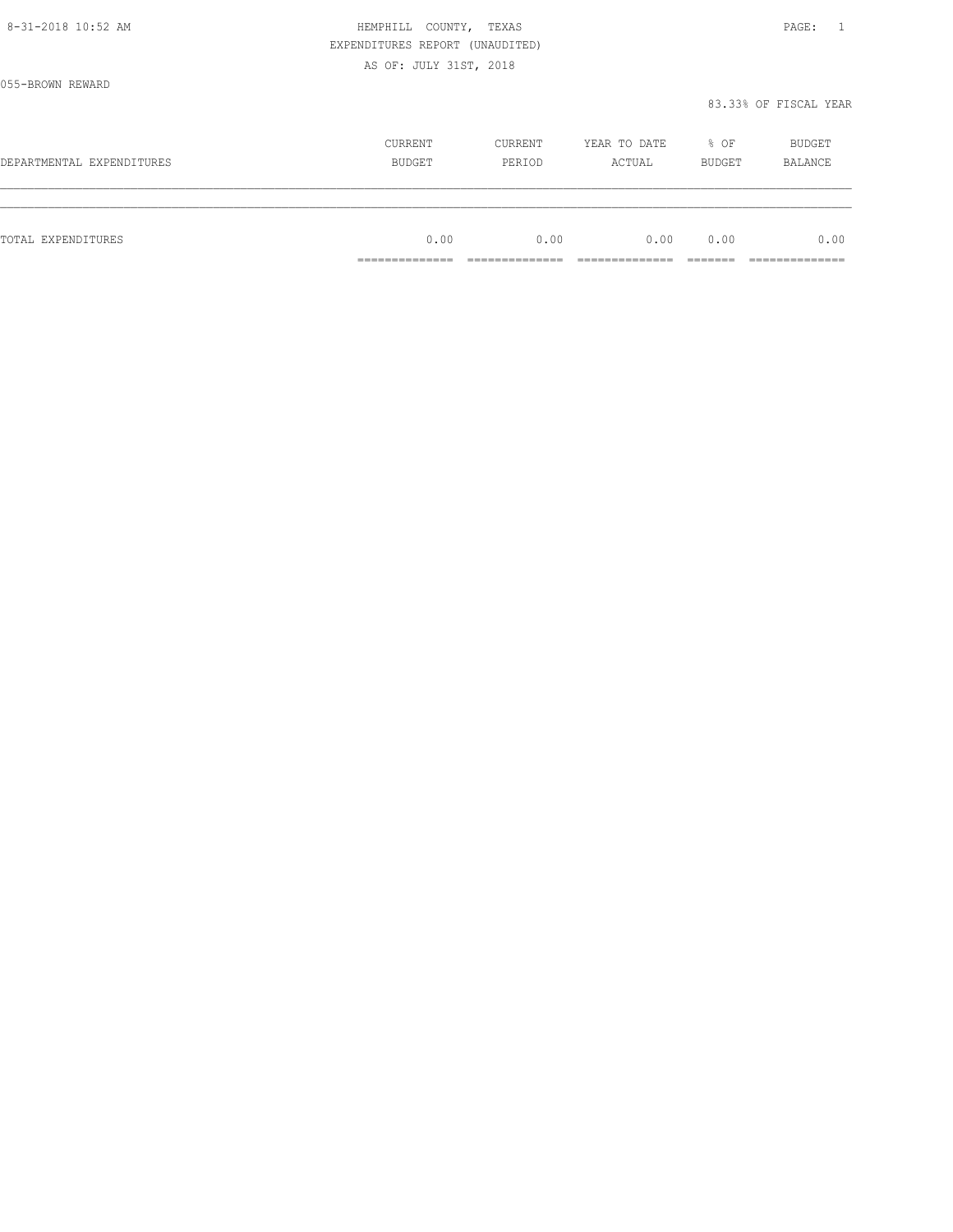HEMPHILL COUNTY, TEXAS
EXPENDITURES REPORT (UNAUDITED)
AS OF: JULY 31ST, 2018

055-BROWN REWARD

83.33% OF FISCAL YEAR

| DEPARTMENTAL EXPENDITURES | CURRENT BUDGET | CURRENT PERIOD | YEAR TO DATE ACTUAL | % OF BUDGET | BUDGET BALANCE |
|---|---|---|---|---|---|
| TOTAL EXPENDITURES | 0.00 | 0.00 | 0.00 | 0.00 | 0.00 |